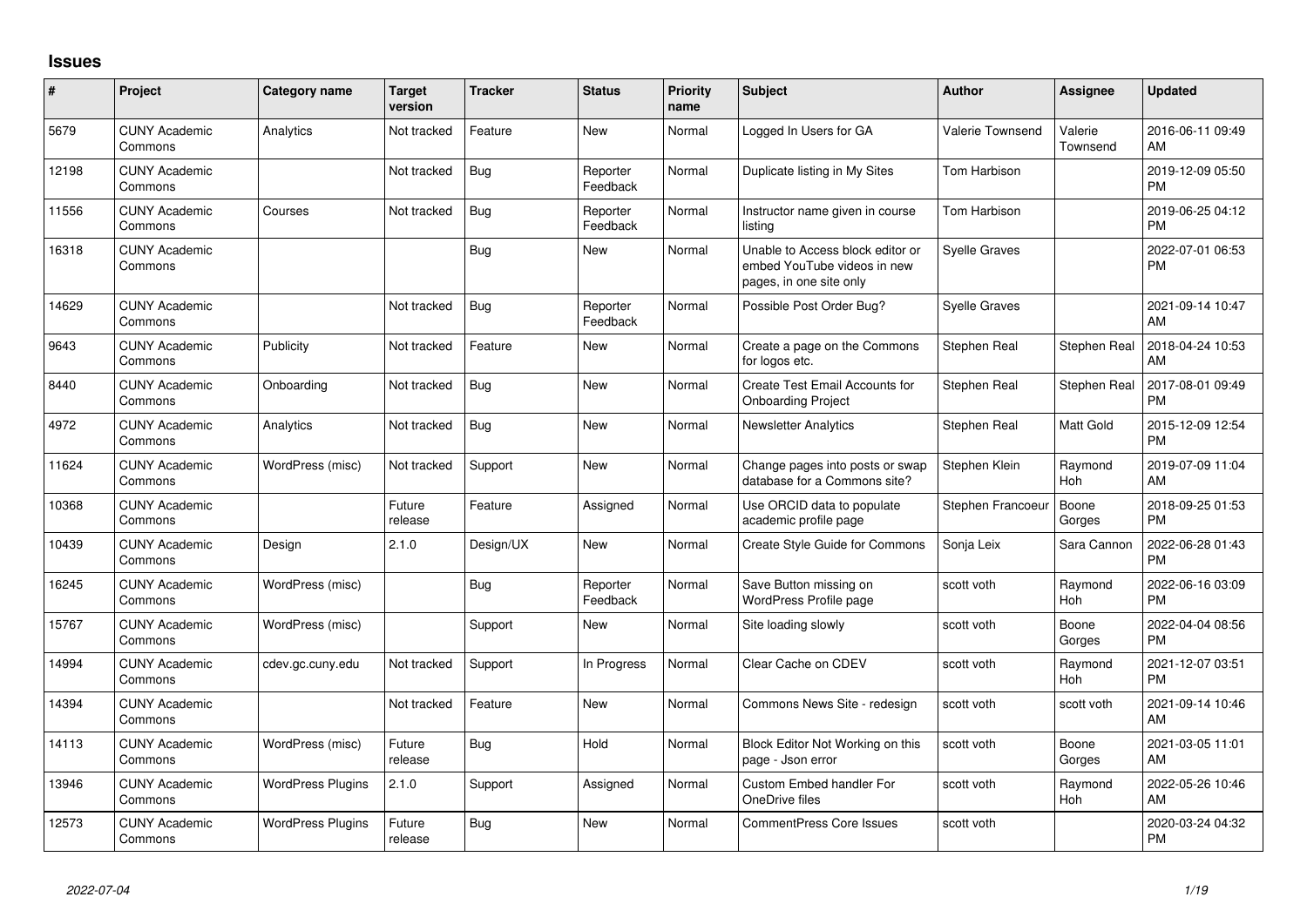## Issues

| # | Project | Category name | Target version | Tracker | Status | Priority name | Subject | Author | Assignee | Updated |
|---|---|---|---|---|---|---|---|---|---|---|
| 5679 | CUNY Academic Commons | Analytics | Not tracked | Feature | New | Normal | Logged In Users for GA | Valerie Townsend | Valerie Townsend | 2016-06-11 09:49 AM |
| 12198 | CUNY Academic Commons | | Not tracked | Bug | Reporter Feedback | Normal | Duplicate listing in My Sites | Tom Harbison | | 2019-12-09 05:50 PM |
| 11556 | CUNY Academic Commons | Courses | Not tracked | Bug | Reporter Feedback | Normal | Instructor name given in course listing | Tom Harbison | | 2019-06-25 04:12 PM |
| 16318 | CUNY Academic Commons | | | Bug | New | Normal | Unable to Access block editor or embed YouTube videos in new pages, in one site only | Syelle Graves | | 2022-07-01 06:53 PM |
| 14629 | CUNY Academic Commons | | Not tracked | Bug | Reporter Feedback | Normal | Possible Post Order Bug? | Syelle Graves | | 2021-09-14 10:47 AM |
| 9643 | CUNY Academic Commons | Publicity | Not tracked | Feature | New | Normal | Create a page on the Commons for logos etc. | Stephen Real | Stephen Real | 2018-04-24 10:53 AM |
| 8440 | CUNY Academic Commons | Onboarding | Not tracked | Bug | New | Normal | Create Test Email Accounts for Onboarding Project | Stephen Real | Stephen Real | 2017-08-01 09:49 PM |
| 4972 | CUNY Academic Commons | Analytics | Not tracked | Bug | New | Normal | Newsletter Analytics | Stephen Real | Matt Gold | 2015-12-09 12:54 PM |
| 11624 | CUNY Academic Commons | WordPress (misc) | Not tracked | Support | New | Normal | Change pages into posts or swap database for a Commons site? | Stephen Klein | Raymond Hoh | 2019-07-09 11:04 AM |
| 10368 | CUNY Academic Commons | | Future release | Feature | Assigned | Normal | Use ORCID data to populate academic profile page | Stephen Francoeur | Boone Gorges | 2018-09-25 01:53 PM |
| 10439 | CUNY Academic Commons | Design | 2.1.0 | Design/UX | New | Normal | Create Style Guide for Commons | Sonja Leix | Sara Cannon | 2022-06-28 01:43 PM |
| 16245 | CUNY Academic Commons | WordPress (misc) | | Bug | Reporter Feedback | Normal | Save Button missing on WordPress Profile page | scott voth | Raymond Hoh | 2022-06-16 03:09 PM |
| 15767 | CUNY Academic Commons | WordPress (misc) | | Support | New | Normal | Site loading slowly | scott voth | Boone Gorges | 2022-04-04 08:56 PM |
| 14994 | CUNY Academic Commons | cdev.gc.cuny.edu | Not tracked | Support | In Progress | Normal | Clear Cache on CDEV | scott voth | Raymond Hoh | 2021-12-07 03:51 PM |
| 14394 | CUNY Academic Commons | | Not tracked | Feature | New | Normal | Commons News Site - redesign | scott voth | scott voth | 2021-09-14 10:46 AM |
| 14113 | CUNY Academic Commons | WordPress (misc) | Future release | Bug | Hold | Normal | Block Editor Not Working on this page - Json error | scott voth | Boone Gorges | 2021-03-05 11:01 AM |
| 13946 | CUNY Academic Commons | WordPress Plugins | 2.1.0 | Support | Assigned | Normal | Custom Embed handler For OneDrive files | scott voth | Raymond Hoh | 2022-05-26 10:46 AM |
| 12573 | CUNY Academic Commons | WordPress Plugins | Future release | Bug | New | Normal | CommentPress Core Issues | scott voth | | 2020-03-24 04:32 PM |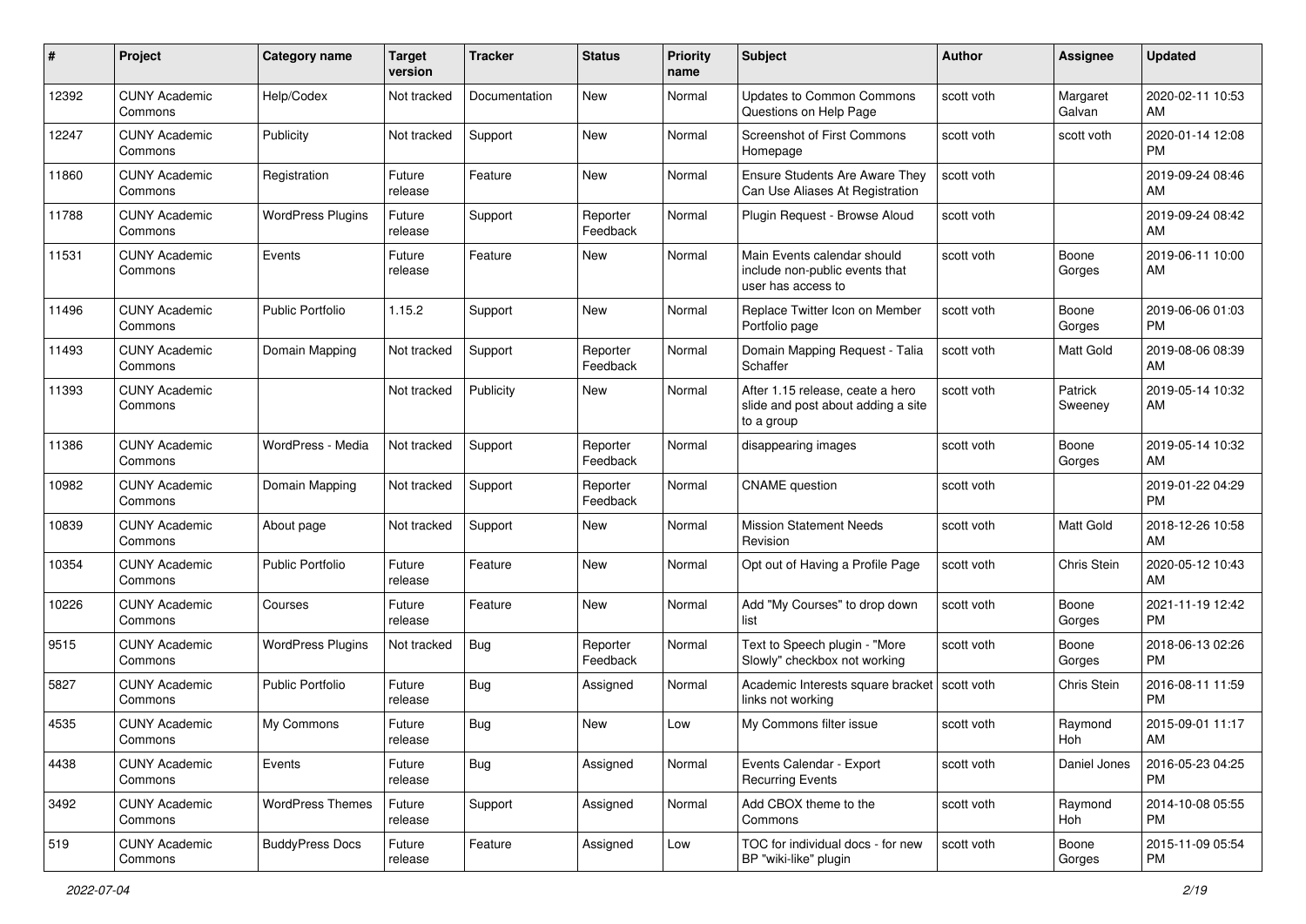| # | Project | Category name | Target version | Tracker | Status | Priority name | Subject | Author | Assignee | Updated |
|---|---|---|---|---|---|---|---|---|---|---|
| 12392 | CUNY Academic Commons | Help/Codex | Not tracked | Documentation | New | Normal | Updates to Common Commons Questions on Help Page | scott voth | Margaret Galvan | 2020-02-11 10:53 AM |
| 12247 | CUNY Academic Commons | Publicity | Not tracked | Support | New | Normal | Screenshot of First Commons Homepage | scott voth | scott voth | 2020-01-14 12:08 PM |
| 11860 | CUNY Academic Commons | Registration | Future release | Feature | New | Normal | Ensure Students Are Aware They Can Use Aliases At Registration | scott voth | | 2019-09-24 08:46 AM |
| 11788 | CUNY Academic Commons | WordPress Plugins | Future release | Support | Reporter Feedback | Normal | Plugin Request - Browse Aloud | scott voth | | 2019-09-24 08:42 AM |
| 11531 | CUNY Academic Commons | Events | Future release | Feature | New | Normal | Main Events calendar should include non-public events that user has access to | scott voth | Boone Gorges | 2019-06-11 10:00 AM |
| 11496 | CUNY Academic Commons | Public Portfolio | 1.15.2 | Support | New | Normal | Replace Twitter Icon on Member Portfolio page | scott voth | Boone Gorges | 2019-06-06 01:03 PM |
| 11493 | CUNY Academic Commons | Domain Mapping | Not tracked | Support | Reporter Feedback | Normal | Domain Mapping Request - Talia Schaffer | scott voth | Matt Gold | 2019-08-06 08:39 AM |
| 11393 | CUNY Academic Commons | | Not tracked | Publicity | New | Normal | After 1.15 release, ceate a hero slide and post about adding a site to a group | scott voth | Patrick Sweeney | 2019-05-14 10:32 AM |
| 11386 | CUNY Academic Commons | WordPress - Media | Not tracked | Support | Reporter Feedback | Normal | disappearing images | scott voth | Boone Gorges | 2019-05-14 10:32 AM |
| 10982 | CUNY Academic Commons | Domain Mapping | Not tracked | Support | Reporter Feedback | Normal | CNAME question | scott voth | | 2019-01-22 04:29 PM |
| 10839 | CUNY Academic Commons | About page | Not tracked | Support | New | Normal | Mission Statement Needs Revision | scott voth | Matt Gold | 2018-12-26 10:58 AM |
| 10354 | CUNY Academic Commons | Public Portfolio | Future release | Feature | New | Normal | Opt out of Having a Profile Page | scott voth | Chris Stein | 2020-05-12 10:43 AM |
| 10226 | CUNY Academic Commons | Courses | Future release | Feature | New | Normal | Add "My Courses" to drop down list | scott voth | Boone Gorges | 2021-11-19 12:42 PM |
| 9515 | CUNY Academic Commons | WordPress Plugins | Not tracked | Bug | Reporter Feedback | Normal | Text to Speech plugin - "More Slowly" checkbox not working | scott voth | Boone Gorges | 2018-06-13 02:26 PM |
| 5827 | CUNY Academic Commons | Public Portfolio | Future release | Bug | Assigned | Normal | Academic Interests square bracket links not working | scott voth | Chris Stein | 2016-08-11 11:59 PM |
| 4535 | CUNY Academic Commons | My Commons | Future release | Bug | New | Low | My Commons filter issue | scott voth | Raymond Hoh | 2015-09-01 11:17 AM |
| 4438 | CUNY Academic Commons | Events | Future release | Bug | Assigned | Normal | Events Calendar - Export Recurring Events | scott voth | Daniel Jones | 2016-05-23 04:25 PM |
| 3492 | CUNY Academic Commons | WordPress Themes | Future release | Support | Assigned | Normal | Add CBOX theme to the Commons | scott voth | Raymond Hoh | 2014-10-08 05:55 PM |
| 519 | CUNY Academic Commons | BuddyPress Docs | Future release | Feature | Assigned | Low | TOC for individual docs - for new BP "wiki-like" plugin | scott voth | Boone Gorges | 2015-11-09 05:54 PM |

2022-07-04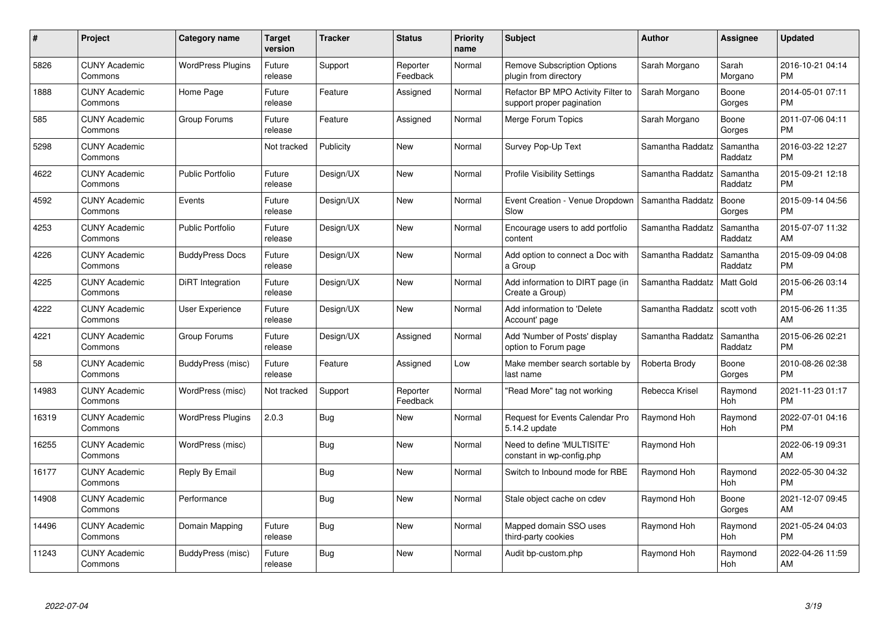| # | Project | Category name | Target version | Tracker | Status | Priority name | Subject | Author | Assignee | Updated |
|---|---|---|---|---|---|---|---|---|---|---|
| 5826 | CUNY Academic Commons | WordPress Plugins | Future release | Support | Reporter Feedback | Normal | Remove Subscription Options plugin from directory | Sarah Morgano | Sarah Morgano | 2016-10-21 04:14 PM |
| 1888 | CUNY Academic Commons | Home Page | Future release | Feature | Assigned | Normal | Refactor BP MPO Activity Filter to support proper pagination | Sarah Morgano | Boone Gorges | 2014-05-01 07:11 PM |
| 585 | CUNY Academic Commons | Group Forums | Future release | Feature | Assigned | Normal | Merge Forum Topics | Sarah Morgano | Boone Gorges | 2011-07-06 04:11 PM |
| 5298 | CUNY Academic Commons | | Not tracked | Publicity | New | Normal | Survey Pop-Up Text | Samantha Raddatz | Samantha Raddatz | 2016-03-22 12:27 PM |
| 4622 | CUNY Academic Commons | Public Portfolio | Future release | Design/UX | New | Normal | Profile Visibility Settings | Samantha Raddatz | Samantha Raddatz | 2015-09-21 12:18 PM |
| 4592 | CUNY Academic Commons | Events | Future release | Design/UX | New | Normal | Event Creation - Venue Dropdown Slow | Samantha Raddatz | Boone Gorges | 2015-09-14 04:56 PM |
| 4253 | CUNY Academic Commons | Public Portfolio | Future release | Design/UX | New | Normal | Encourage users to add portfolio content | Samantha Raddatz | Samantha Raddatz | 2015-07-07 11:32 AM |
| 4226 | CUNY Academic Commons | BuddyPress Docs | Future release | Design/UX | New | Normal | Add option to connect a Doc with a Group | Samantha Raddatz | Samantha Raddatz | 2015-09-09 04:08 PM |
| 4225 | CUNY Academic Commons | DiRT Integration | Future release | Design/UX | New | Normal | Add information to DIRT page (in Create a Group) | Samantha Raddatz | Matt Gold | 2015-06-26 03:14 PM |
| 4222 | CUNY Academic Commons | User Experience | Future release | Design/UX | New | Normal | Add information to 'Delete Account' page | Samantha Raddatz | scott voth | 2015-06-26 11:35 AM |
| 4221 | CUNY Academic Commons | Group Forums | Future release | Design/UX | Assigned | Normal | Add 'Number of Posts' display option to Forum page | Samantha Raddatz | Samantha Raddatz | 2015-06-26 02:21 PM |
| 58 | CUNY Academic Commons | BuddyPress (misc) | Future release | Feature | Assigned | Low | Make member search sortable by last name | Roberta Brody | Boone Gorges | 2010-08-26 02:38 PM |
| 14983 | CUNY Academic Commons | WordPress (misc) | Not tracked | Support | Reporter Feedback | Normal | "Read More" tag not working | Rebecca Krisel | Raymond Hoh | 2021-11-23 01:17 PM |
| 16319 | CUNY Academic Commons | WordPress Plugins | 2.0.3 | Bug | New | Normal | Request for Events Calendar Pro 5.14.2 update | Raymond Hoh | Raymond Hoh | 2022-07-01 04:16 PM |
| 16255 | CUNY Academic Commons | WordPress (misc) | | Bug | New | Normal | Need to define 'MULTISITE' constant in wp-config.php | Raymond Hoh | | 2022-06-19 09:31 AM |
| 16177 | CUNY Academic Commons | Reply By Email | | Bug | New | Normal | Switch to Inbound mode for RBE | Raymond Hoh | Raymond Hoh | 2022-05-30 04:32 PM |
| 14908 | CUNY Academic Commons | Performance | | Bug | New | Normal | Stale object cache on cdev | Raymond Hoh | Boone Gorges | 2021-12-07 09:45 AM |
| 14496 | CUNY Academic Commons | Domain Mapping | Future release | Bug | New | Normal | Mapped domain SSO uses third-party cookies | Raymond Hoh | Raymond Hoh | 2021-05-24 04:03 PM |
| 11243 | CUNY Academic Commons | BuddyPress (misc) | Future release | Bug | New | Normal | Audit bp-custom.php | Raymond Hoh | Raymond Hoh | 2022-04-26 11:59 AM |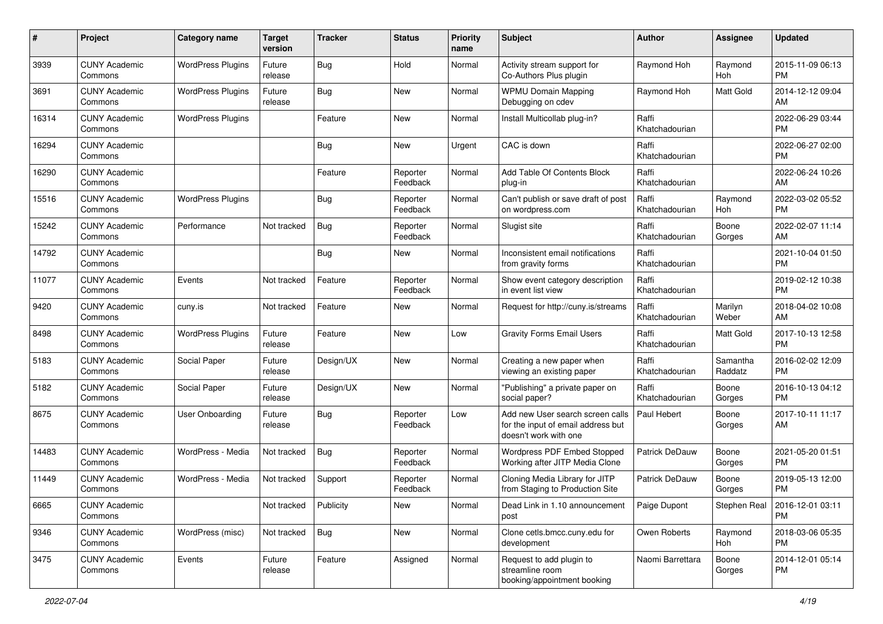| # | Project | Category name | Target version | Tracker | Status | Priority name | Subject | Author | Assignee | Updated |
|---|---|---|---|---|---|---|---|---|---|---|
| 3939 | CUNY Academic Commons | WordPress Plugins | Future release | Bug | Hold | Normal | Activity stream support for Co-Authors Plus plugin | Raymond Hoh | Raymond Hoh | 2015-11-09 06:13 PM |
| 3691 | CUNY Academic Commons | WordPress Plugins | Future release | Bug | New | Normal | WPMU Domain Mapping Debugging on cdev | Raymond Hoh | Matt Gold | 2014-12-12 09:04 AM |
| 16314 | CUNY Academic Commons | WordPress Plugins | | Feature | New | Normal | Install Multicollab plug-in? | Raffi Khatchadourian | | 2022-06-29 03:44 PM |
| 16294 | CUNY Academic Commons | | | Bug | New | Urgent | CAC is down | Raffi Khatchadourian | | 2022-06-27 02:00 PM |
| 16290 | CUNY Academic Commons | | | Feature | Reporter Feedback | Normal | Add Table Of Contents Block plug-in | Raffi Khatchadourian | | 2022-06-24 10:26 AM |
| 15516 | CUNY Academic Commons | WordPress Plugins | | Bug | Reporter Feedback | Normal | Can't publish or save draft of post on wordpress.com | Raffi Khatchadourian | Raymond Hoh | 2022-03-02 05:52 PM |
| 15242 | CUNY Academic Commons | Performance | Not tracked | Bug | Reporter Feedback | Normal | Slugist site | Raffi Khatchadourian | Boone Gorges | 2022-02-07 11:14 AM |
| 14792 | CUNY Academic Commons | | | Bug | New | Normal | Inconsistent email notifications from gravity forms | Raffi Khatchadourian | | 2021-10-04 01:50 PM |
| 11077 | CUNY Academic Commons | Events | Not tracked | Feature | Reporter Feedback | Normal | Show event category description in event list view | Raffi Khatchadourian | | 2019-02-12 10:38 PM |
| 9420 | CUNY Academic Commons | cuny.is | Not tracked | Feature | New | Normal | Request for http://cuny.is/streams | Raffi Khatchadourian | Marilyn Weber | 2018-04-02 10:08 AM |
| 8498 | CUNY Academic Commons | WordPress Plugins | Future release | Feature | New | Low | Gravity Forms Email Users | Raffi Khatchadourian | Matt Gold | 2017-10-13 12:58 PM |
| 5183 | CUNY Academic Commons | Social Paper | Future release | Design/UX | New | Normal | Creating a new paper when viewing an existing paper | Raffi Khatchadourian | Samantha Raddatz | 2016-02-02 12:09 PM |
| 5182 | CUNY Academic Commons | Social Paper | Future release | Design/UX | New | Normal | "Publishing" a private paper on social paper? | Raffi Khatchadourian | Boone Gorges | 2016-10-13 04:12 PM |
| 8675 | CUNY Academic Commons | User Onboarding | Future release | Bug | Reporter Feedback | Low | Add new User search screen calls for the input of email address but doesn't work with one | Paul Hebert | Boone Gorges | 2017-10-11 11:17 AM |
| 14483 | CUNY Academic Commons | WordPress - Media | Not tracked | Bug | Reporter Feedback | Normal | Wordpress PDF Embed Stopped Working after JITP Media Clone | Patrick DeDauw | Boone Gorges | 2021-05-20 01:51 PM |
| 11449 | CUNY Academic Commons | WordPress - Media | Not tracked | Support | Reporter Feedback | Normal | Cloning Media Library for JITP from Staging to Production Site | Patrick DeDauw | Boone Gorges | 2019-05-13 12:00 PM |
| 6665 | CUNY Academic Commons | | Not tracked | Publicity | New | Normal | Dead Link in 1.10 announcement post | Paige Dupont | Stephen Real | 2016-12-01 03:11 PM |
| 9346 | CUNY Academic Commons | WordPress (misc) | Not tracked | Bug | New | Normal | Clone cetls.bmcc.cuny.edu for development | Owen Roberts | Raymond Hoh | 2018-03-06 05:35 PM |
| 3475 | CUNY Academic Commons | Events | Future release | Feature | Assigned | Normal | Request to add plugin to streamline room booking/appointment booking | Naomi Barrettara | Boone Gorges | 2014-12-01 05:14 PM |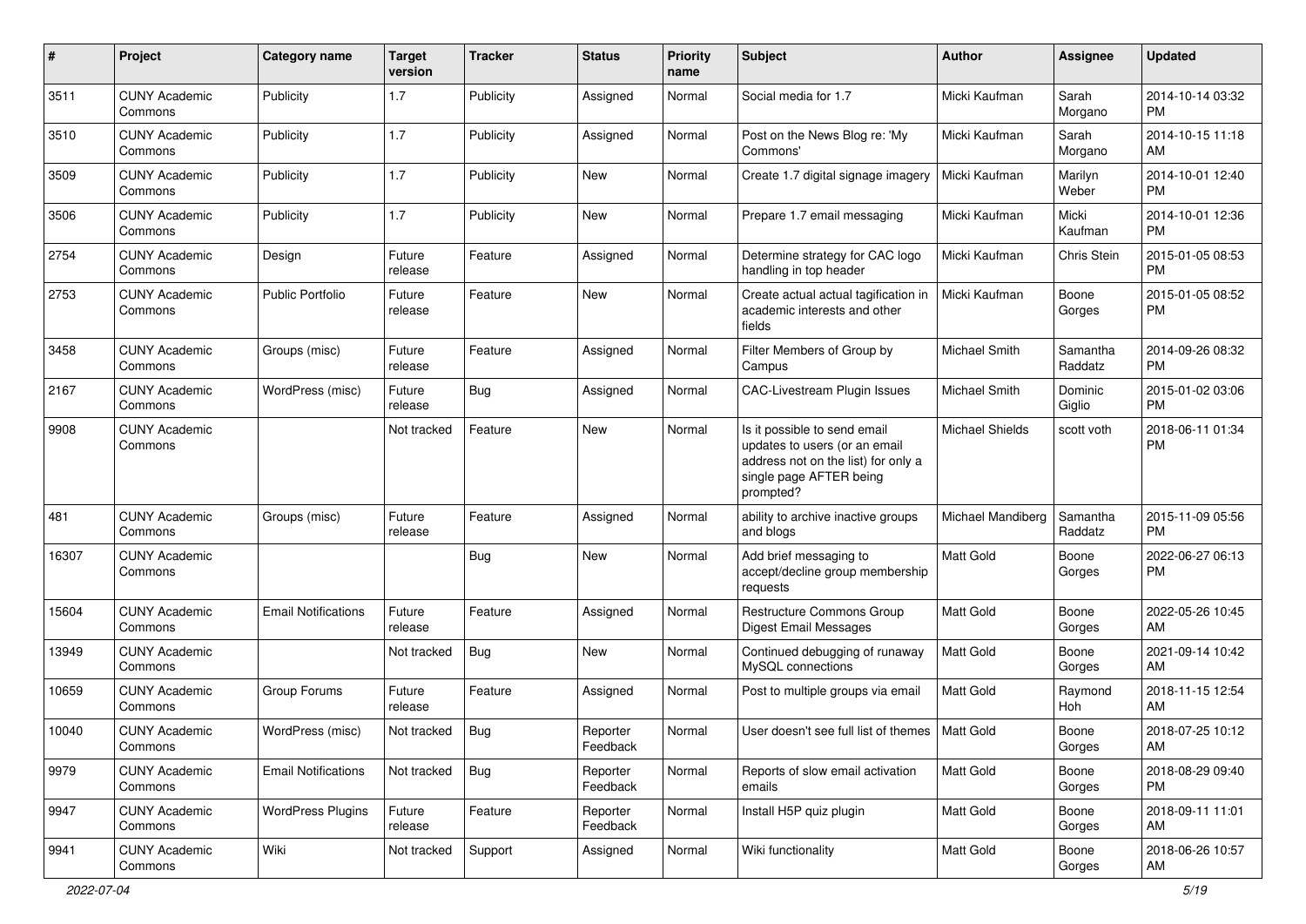| # | Project | Category name | Target version | Tracker | Status | Priority name | Subject | Author | Assignee | Updated |
|---|---|---|---|---|---|---|---|---|---|---|
| 3511 | CUNY Academic Commons | Publicity | 1.7 | Publicity | Assigned | Normal | Social media for 1.7 | Micki Kaufman | Sarah Morgano | 2014-10-14 03:32 PM |
| 3510 | CUNY Academic Commons | Publicity | 1.7 | Publicity | Assigned | Normal | Post on the News Blog re: 'My Commons' | Micki Kaufman | Sarah Morgano | 2014-10-15 11:18 AM |
| 3509 | CUNY Academic Commons | Publicity | 1.7 | Publicity | New | Normal | Create 1.7 digital signage imagery | Micki Kaufman | Marilyn Weber | 2014-10-01 12:40 PM |
| 3506 | CUNY Academic Commons | Publicity | 1.7 | Publicity | New | Normal | Prepare 1.7 email messaging | Micki Kaufman | Micki Kaufman | 2014-10-01 12:36 PM |
| 2754 | CUNY Academic Commons | Design | Future release | Feature | Assigned | Normal | Determine strategy for CAC logo handling in top header | Micki Kaufman | Chris Stein | 2015-01-05 08:53 PM |
| 2753 | CUNY Academic Commons | Public Portfolio | Future release | Feature | New | Normal | Create actual actual tagification in academic interests and other fields | Micki Kaufman | Boone Gorges | 2015-01-05 08:52 PM |
| 3458 | CUNY Academic Commons | Groups (misc) | Future release | Feature | Assigned | Normal | Filter Members of Group by Campus | Michael Smith | Samantha Raddatz | 2014-09-26 08:32 PM |
| 2167 | CUNY Academic Commons | WordPress (misc) | Future release | Bug | Assigned | Normal | CAC-Livestream Plugin Issues | Michael Smith | Dominic Giglio | 2015-01-02 03:06 PM |
| 9908 | CUNY Academic Commons | | Not tracked | Feature | New | Normal | Is it possible to send email updates to users (or an email address not on the list) for only a single page AFTER being prompted? | Michael Shields | scott voth | 2018-06-11 01:34 PM |
| 481 | CUNY Academic Commons | Groups (misc) | Future release | Feature | Assigned | Normal | ability to archive inactive groups and blogs | Michael Mandiberg | Samantha Raddatz | 2015-11-09 05:56 PM |
| 16307 | CUNY Academic Commons | | | Bug | New | Normal | Add brief messaging to accept/decline group membership requests | Matt Gold | Boone Gorges | 2022-06-27 06:13 PM |
| 15604 | CUNY Academic Commons | Email Notifications | Future release | Feature | Assigned | Normal | Restructure Commons Group Digest Email Messages | Matt Gold | Boone Gorges | 2022-05-26 10:45 AM |
| 13949 | CUNY Academic Commons | | Not tracked | Bug | New | Normal | Continued debugging of runaway MySQL connections | Matt Gold | Boone Gorges | 2021-09-14 10:42 AM |
| 10659 | CUNY Academic Commons | Group Forums | Future release | Feature | Assigned | Normal | Post to multiple groups via email | Matt Gold | Raymond Hoh | 2018-11-15 12:54 AM |
| 10040 | CUNY Academic Commons | WordPress (misc) | Not tracked | Bug | Reporter Feedback | Normal | User doesn't see full list of themes | Matt Gold | Boone Gorges | 2018-07-25 10:12 AM |
| 9979 | CUNY Academic Commons | Email Notifications | Not tracked | Bug | Reporter Feedback | Normal | Reports of slow email activation emails | Matt Gold | Boone Gorges | 2018-08-29 09:40 PM |
| 9947 | CUNY Academic Commons | WordPress Plugins | Future release | Feature | Reporter Feedback | Normal | Install H5P quiz plugin | Matt Gold | Boone Gorges | 2018-09-11 11:01 AM |
| 9941 | CUNY Academic Commons | Wiki | Not tracked | Support | Assigned | Normal | Wiki functionality | Matt Gold | Boone Gorges | 2018-06-26 10:57 AM |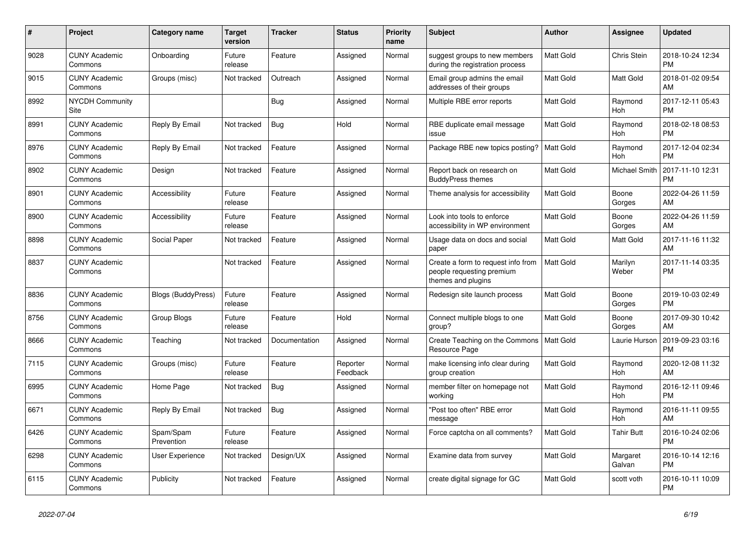| # | Project | Category name | Target version | Tracker | Status | Priority name | Subject | Author | Assignee | Updated |
|---|---|---|---|---|---|---|---|---|---|---|
| 9028 | CUNY Academic Commons | Onboarding | Future release | Feature | Assigned | Normal | suggest groups to new members during the registration process | Matt Gold | Chris Stein | 2018-10-24 12:34 PM |
| 9015 | CUNY Academic Commons | Groups (misc) | Not tracked | Outreach | Assigned | Normal | Email group admins the email addresses of their groups | Matt Gold | Matt Gold | 2018-01-02 09:54 AM |
| 8992 | NYCDH Community Site | | | Bug | Assigned | Normal | Multiple RBE error reports | Matt Gold | Raymond Hoh | 2017-12-11 05:43 PM |
| 8991 | CUNY Academic Commons | Reply By Email | Not tracked | Bug | Hold | Normal | RBE duplicate email message issue | Matt Gold | Raymond Hoh | 2018-02-18 08:53 PM |
| 8976 | CUNY Academic Commons | Reply By Email | Not tracked | Feature | Assigned | Normal | Package RBE new topics posting? | Matt Gold | Raymond Hoh | 2017-12-04 02:34 PM |
| 8902 | CUNY Academic Commons | Design | Not tracked | Feature | Assigned | Normal | Report back on research on BuddyPress themes | Matt Gold | Michael Smith | 2017-11-10 12:31 PM |
| 8901 | CUNY Academic Commons | Accessibility | Future release | Feature | Assigned | Normal | Theme analysis for accessibility | Matt Gold | Boone Gorges | 2022-04-26 11:59 AM |
| 8900 | CUNY Academic Commons | Accessibility | Future release | Feature | Assigned | Normal | Look into tools to enforce accessibility in WP environment | Matt Gold | Boone Gorges | 2022-04-26 11:59 AM |
| 8898 | CUNY Academic Commons | Social Paper | Not tracked | Feature | Assigned | Normal | Usage data on docs and social paper | Matt Gold | Matt Gold | 2017-11-16 11:32 AM |
| 8837 | CUNY Academic Commons | | Not tracked | Feature | Assigned | Normal | Create a form to request info from people requesting premium themes and plugins | Matt Gold | Marilyn Weber | 2017-11-14 03:35 PM |
| 8836 | CUNY Academic Commons | Blogs (BuddyPress) | Future release | Feature | Assigned | Normal | Redesign site launch process | Matt Gold | Boone Gorges | 2019-10-03 02:49 PM |
| 8756 | CUNY Academic Commons | Group Blogs | Future release | Feature | Hold | Normal | Connect multiple blogs to one group? | Matt Gold | Boone Gorges | 2017-09-30 10:42 AM |
| 8666 | CUNY Academic Commons | Teaching | Not tracked | Documentation | Assigned | Normal | Create Teaching on the Commons Resource Page | Matt Gold | Laurie Hurson | 2019-09-23 03:16 PM |
| 7115 | CUNY Academic Commons | Groups (misc) | Future release | Feature | Reporter Feedback | Normal | make licensing info clear during group creation | Matt Gold | Raymond Hoh | 2020-12-08 11:32 AM |
| 6995 | CUNY Academic Commons | Home Page | Not tracked | Bug | Assigned | Normal | member filter on homepage not working | Matt Gold | Raymond Hoh | 2016-12-11 09:46 PM |
| 6671 | CUNY Academic Commons | Reply By Email | Not tracked | Bug | Assigned | Normal | "Post too often" RBE error message | Matt Gold | Raymond Hoh | 2016-11-11 09:55 AM |
| 6426 | CUNY Academic Commons | Spam/Spam Prevention | Future release | Feature | Assigned | Normal | Force captcha on all comments? | Matt Gold | Tahir Butt | 2016-10-24 02:06 PM |
| 6298 | CUNY Academic Commons | User Experience | Not tracked | Design/UX | Assigned | Normal | Examine data from survey | Matt Gold | Margaret Galvan | 2016-10-14 12:16 PM |
| 6115 | CUNY Academic Commons | Publicity | Not tracked | Feature | Assigned | Normal | create digital signage for GC | Matt Gold | scott voth | 2016-10-11 10:09 PM |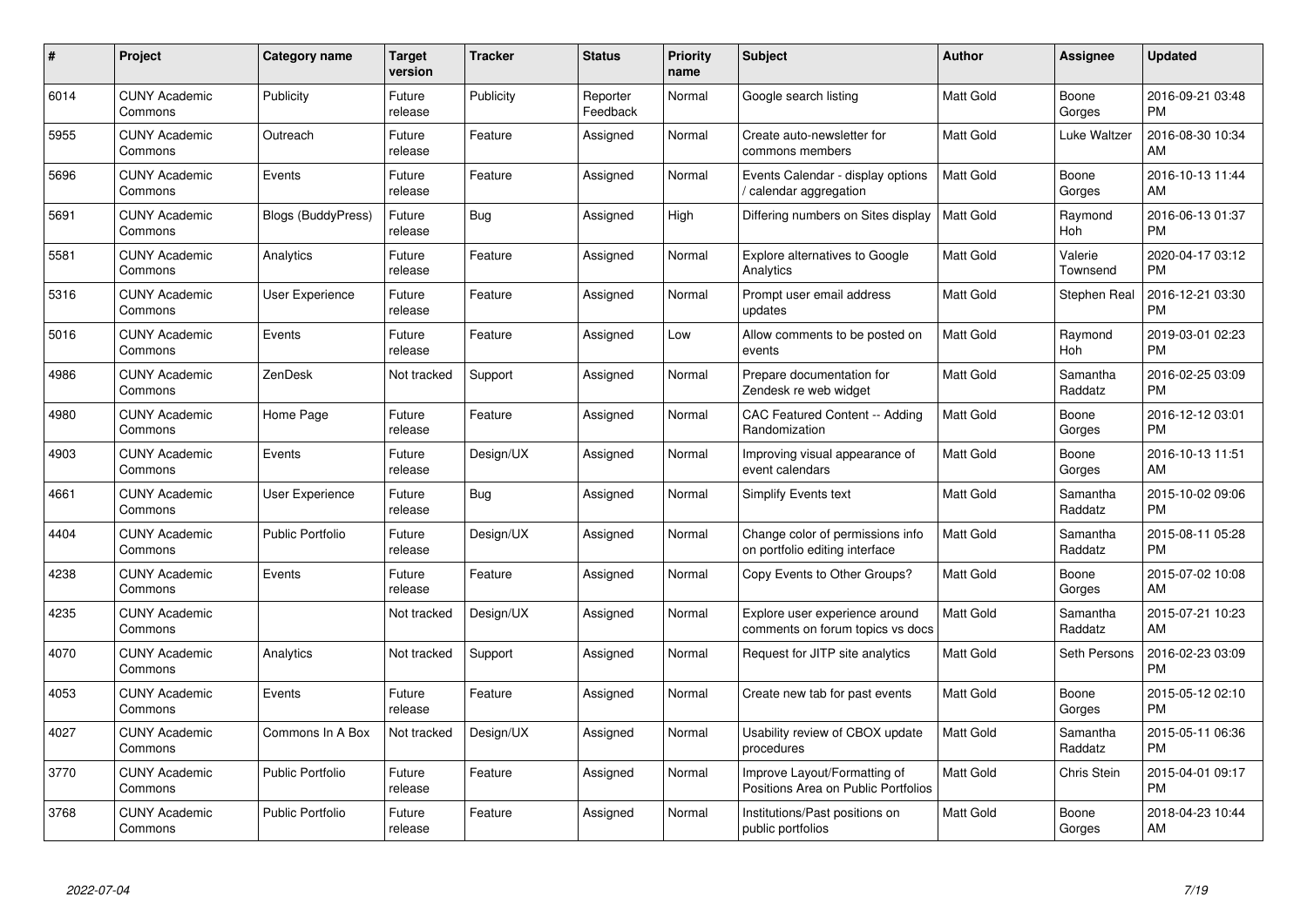| # | Project | Category name | Target version | Tracker | Status | Priority name | Subject | Author | Assignee | Updated |
|---|---|---|---|---|---|---|---|---|---|---|
| 6014 | CUNY Academic Commons | Publicity | Future release | Publicity | Reporter Feedback | Normal | Google search listing | Matt Gold | Boone Gorges | 2016-09-21 03:48 PM |
| 5955 | CUNY Academic Commons | Outreach | Future release | Feature | Assigned | Normal | Create auto-newsletter for commons members | Matt Gold | Luke Waltzer | 2016-08-30 10:34 AM |
| 5696 | CUNY Academic Commons | Events | Future release | Feature | Assigned | Normal | Events Calendar - display options / calendar aggregation | Matt Gold | Boone Gorges | 2016-10-13 11:44 AM |
| 5691 | CUNY Academic Commons | Blogs (BuddyPress) | Future release | Bug | Assigned | High | Differing numbers on Sites display | Matt Gold | Raymond Hoh | 2016-06-13 01:37 PM |
| 5581 | CUNY Academic Commons | Analytics | Future release | Feature | Assigned | Normal | Explore alternatives to Google Analytics | Matt Gold | Valerie Townsend | 2020-04-17 03:12 PM |
| 5316 | CUNY Academic Commons | User Experience | Future release | Feature | Assigned | Normal | Prompt user email address updates | Matt Gold | Stephen Real | 2016-12-21 03:30 PM |
| 5016 | CUNY Academic Commons | Events | Future release | Feature | Assigned | Low | Allow comments to be posted on events | Matt Gold | Raymond Hoh | 2019-03-01 02:23 PM |
| 4986 | CUNY Academic Commons | ZenDesk | Not tracked | Support | Assigned | Normal | Prepare documentation for Zendesk re web widget | Matt Gold | Samantha Raddatz | 2016-02-25 03:09 PM |
| 4980 | CUNY Academic Commons | Home Page | Future release | Feature | Assigned | Normal | CAC Featured Content -- Adding Randomization | Matt Gold | Boone Gorges | 2016-12-12 03:01 PM |
| 4903 | CUNY Academic Commons | Events | Future release | Design/UX | Assigned | Normal | Improving visual appearance of event calendars | Matt Gold | Boone Gorges | 2016-10-13 11:51 AM |
| 4661 | CUNY Academic Commons | User Experience | Future release | Bug | Assigned | Normal | Simplify Events text | Matt Gold | Samantha Raddatz | 2015-10-02 09:06 PM |
| 4404 | CUNY Academic Commons | Public Portfolio | Future release | Design/UX | Assigned | Normal | Change color of permissions info on portfolio editing interface | Matt Gold | Samantha Raddatz | 2015-08-11 05:28 PM |
| 4238 | CUNY Academic Commons | Events | Future release | Feature | Assigned | Normal | Copy Events to Other Groups? | Matt Gold | Boone Gorges | 2015-07-02 10:08 AM |
| 4235 | CUNY Academic Commons | | Not tracked | Design/UX | Assigned | Normal | Explore user experience around comments on forum topics vs docs | Matt Gold | Samantha Raddatz | 2015-07-21 10:23 AM |
| 4070 | CUNY Academic Commons | Analytics | Not tracked | Support | Assigned | Normal | Request for JITP site analytics | Matt Gold | Seth Persons | 2016-02-23 03:09 PM |
| 4053 | CUNY Academic Commons | Events | Future release | Feature | Assigned | Normal | Create new tab for past events | Matt Gold | Boone Gorges | 2015-05-12 02:10 PM |
| 4027 | CUNY Academic Commons | Commons In A Box | Not tracked | Design/UX | Assigned | Normal | Usability review of CBOX update procedures | Matt Gold | Samantha Raddatz | 2015-05-11 06:36 PM |
| 3770 | CUNY Academic Commons | Public Portfolio | Future release | Feature | Assigned | Normal | Improve Layout/Formatting of Positions Area on Public Portfolios | Matt Gold | Chris Stein | 2015-04-01 09:17 PM |
| 3768 | CUNY Academic Commons | Public Portfolio | Future release | Feature | Assigned | Normal | Institutions/Past positions on public portfolios | Matt Gold | Boone Gorges | 2018-04-23 10:44 AM |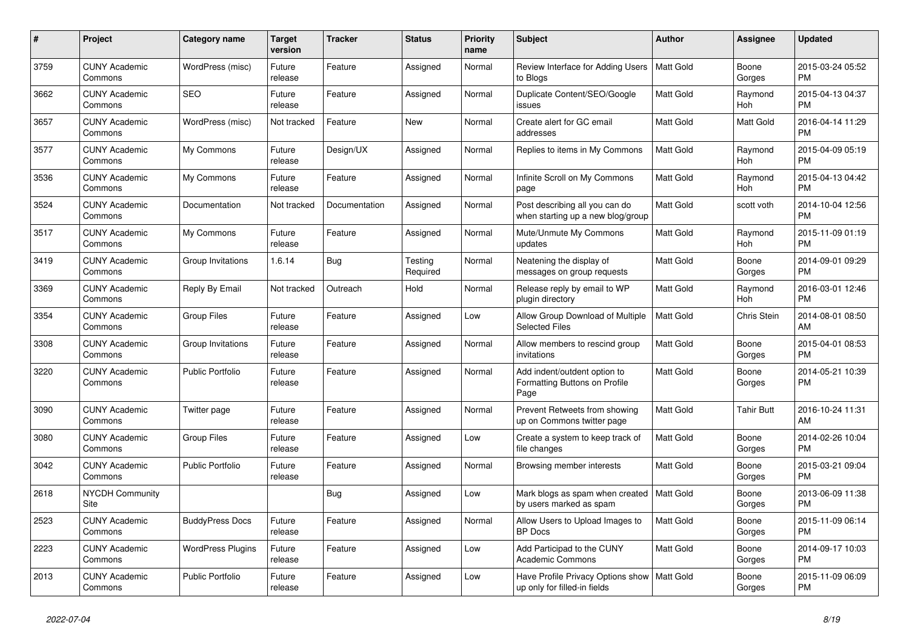| # | Project | Category name | Target version | Tracker | Status | Priority name | Subject | Author | Assignee | Updated |
|---|---|---|---|---|---|---|---|---|---|---|
| 3759 | CUNY Academic Commons | WordPress (misc) | Future release | Feature | Assigned | Normal | Review Interface for Adding Users to Blogs | Matt Gold | Boone Gorges | 2015-03-24 05:52 PM |
| 3662 | CUNY Academic Commons | SEO | Future release | Feature | Assigned | Normal | Duplicate Content/SEO/Google issues | Matt Gold | Raymond Hoh | 2015-04-13 04:37 PM |
| 3657 | CUNY Academic Commons | WordPress (misc) | Not tracked | Feature | New | Normal | Create alert for GC email addresses | Matt Gold | Matt Gold | 2016-04-14 11:29 PM |
| 3577 | CUNY Academic Commons | My Commons | Future release | Design/UX | Assigned | Normal | Replies to items in My Commons | Matt Gold | Raymond Hoh | 2015-04-09 05:19 PM |
| 3536 | CUNY Academic Commons | My Commons | Future release | Feature | Assigned | Normal | Infinite Scroll on My Commons page | Matt Gold | Raymond Hoh | 2015-04-13 04:42 PM |
| 3524 | CUNY Academic Commons | Documentation | Not tracked | Documentation | Assigned | Normal | Post describing all you can do when starting up a new blog/group | Matt Gold | scott voth | 2014-10-04 12:56 PM |
| 3517 | CUNY Academic Commons | My Commons | Future release | Feature | Assigned | Normal | Mute/Unmute My Commons updates | Matt Gold | Raymond Hoh | 2015-11-09 01:19 PM |
| 3419 | CUNY Academic Commons | Group Invitations | 1.6.14 | Bug | Testing Required | Normal | Neatening the display of messages on group requests | Matt Gold | Boone Gorges | 2014-09-01 09:29 PM |
| 3369 | CUNY Academic Commons | Reply By Email | Not tracked | Outreach | Hold | Normal | Release reply by email to WP plugin directory | Matt Gold | Raymond Hoh | 2016-03-01 12:46 PM |
| 3354 | CUNY Academic Commons | Group Files | Future release | Feature | Assigned | Low | Allow Group Download of Multiple Selected Files | Matt Gold | Chris Stein | 2014-08-01 08:50 AM |
| 3308 | CUNY Academic Commons | Group Invitations | Future release | Feature | Assigned | Normal | Allow members to rescind group invitations | Matt Gold | Boone Gorges | 2015-04-01 08:53 PM |
| 3220 | CUNY Academic Commons | Public Portfolio | Future release | Feature | Assigned | Normal | Add indent/outdent option to Formatting Buttons on Profile Page | Matt Gold | Boone Gorges | 2014-05-21 10:39 PM |
| 3090 | CUNY Academic Commons | Twitter page | Future release | Feature | Assigned | Normal | Prevent Retweets from showing up on Commons twitter page | Matt Gold | Tahir Butt | 2016-10-24 11:31 AM |
| 3080 | CUNY Academic Commons | Group Files | Future release | Feature | Assigned | Low | Create a system to keep track of file changes | Matt Gold | Boone Gorges | 2014-02-26 10:04 PM |
| 3042 | CUNY Academic Commons | Public Portfolio | Future release | Feature | Assigned | Normal | Browsing member interests | Matt Gold | Boone Gorges | 2015-03-21 09:04 PM |
| 2618 | NYCDH Community Site | | | Bug | Assigned | Low | Mark blogs as spam when created by users marked as spam | Matt Gold | Boone Gorges | 2013-06-09 11:38 PM |
| 2523 | CUNY Academic Commons | BuddyPress Docs | Future release | Feature | Assigned | Normal | Allow Users to Upload Images to BP Docs | Matt Gold | Boone Gorges | 2015-11-09 06:14 PM |
| 2223 | CUNY Academic Commons | WordPress Plugins | Future release | Feature | Assigned | Low | Add Participad to the CUNY Academic Commons | Matt Gold | Boone Gorges | 2014-09-17 10:03 PM |
| 2013 | CUNY Academic Commons | Public Portfolio | Future release | Feature | Assigned | Low | Have Profile Privacy Options show up only for filled-in fields | Matt Gold | Boone Gorges | 2015-11-09 06:09 PM |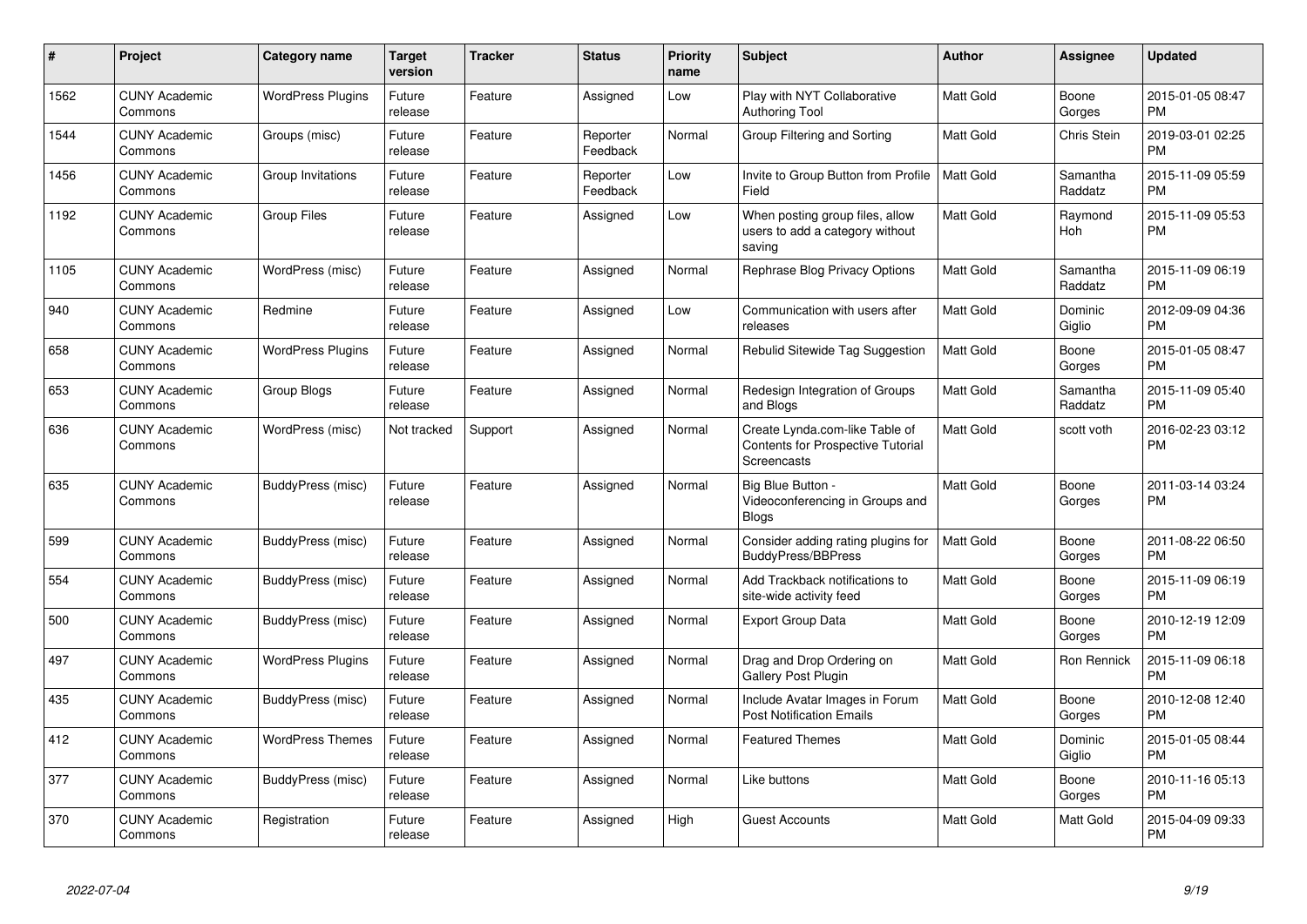| # | Project | Category name | Target version | Tracker | Status | Priority name | Subject | Author | Assignee | Updated |
|---|---|---|---|---|---|---|---|---|---|---|
| 1562 | CUNY Academic Commons | WordPress Plugins | Future release | Feature | Assigned | Low | Play with NYT Collaborative Authoring Tool | Matt Gold | Boone Gorges | 2015-01-05 08:47 PM |
| 1544 | CUNY Academic Commons | Groups (misc) | Future release | Feature | Reporter Feedback | Normal | Group Filtering and Sorting | Matt Gold | Chris Stein | 2019-03-01 02:25 PM |
| 1456 | CUNY Academic Commons | Group Invitations | Future release | Feature | Reporter Feedback | Low | Invite to Group Button from Profile Field | Matt Gold | Samantha Raddatz | 2015-11-09 05:59 PM |
| 1192 | CUNY Academic Commons | Group Files | Future release | Feature | Assigned | Low | When posting group files, allow users to add a category without saving | Matt Gold | Raymond Hoh | 2015-11-09 05:53 PM |
| 1105 | CUNY Academic Commons | WordPress (misc) | Future release | Feature | Assigned | Normal | Rephrase Blog Privacy Options | Matt Gold | Samantha Raddatz | 2015-11-09 06:19 PM |
| 940 | CUNY Academic Commons | Redmine | Future release | Feature | Assigned | Low | Communication with users after releases | Matt Gold | Dominic Giglio | 2012-09-09 04:36 PM |
| 658 | CUNY Academic Commons | WordPress Plugins | Future release | Feature | Assigned | Normal | Rebulid Sitewide Tag Suggestion | Matt Gold | Boone Gorges | 2015-01-05 08:47 PM |
| 653 | CUNY Academic Commons | Group Blogs | Future release | Feature | Assigned | Normal | Redesign Integration of Groups and Blogs | Matt Gold | Samantha Raddatz | 2015-11-09 05:40 PM |
| 636 | CUNY Academic Commons | WordPress (misc) | Not tracked | Support | Assigned | Normal | Create Lynda.com-like Table of Contents for Prospective Tutorial Screencasts | Matt Gold | scott voth | 2016-02-23 03:12 PM |
| 635 | CUNY Academic Commons | BuddyPress (misc) | Future release | Feature | Assigned | Normal | Big Blue Button - Videoconferencing in Groups and Blogs | Matt Gold | Boone Gorges | 2011-03-14 03:24 PM |
| 599 | CUNY Academic Commons | BuddyPress (misc) | Future release | Feature | Assigned | Normal | Consider adding rating plugins for BuddyPress/BBPress | Matt Gold | Boone Gorges | 2011-08-22 06:50 PM |
| 554 | CUNY Academic Commons | BuddyPress (misc) | Future release | Feature | Assigned | Normal | Add Trackback notifications to site-wide activity feed | Matt Gold | Boone Gorges | 2015-11-09 06:19 PM |
| 500 | CUNY Academic Commons | BuddyPress (misc) | Future release | Feature | Assigned | Normal | Export Group Data | Matt Gold | Boone Gorges | 2010-12-19 12:09 PM |
| 497 | CUNY Academic Commons | WordPress Plugins | Future release | Feature | Assigned | Normal | Drag and Drop Ordering on Gallery Post Plugin | Matt Gold | Ron Rennick | 2015-11-09 06:18 PM |
| 435 | CUNY Academic Commons | BuddyPress (misc) | Future release | Feature | Assigned | Normal | Include Avatar Images in Forum Post Notification Emails | Matt Gold | Boone Gorges | 2010-12-08 12:40 PM |
| 412 | CUNY Academic Commons | WordPress Themes | Future release | Feature | Assigned | Normal | Featured Themes | Matt Gold | Dominic Giglio | 2015-01-05 08:44 PM |
| 377 | CUNY Academic Commons | BuddyPress (misc) | Future release | Feature | Assigned | Normal | Like buttons | Matt Gold | Boone Gorges | 2010-11-16 05:13 PM |
| 370 | CUNY Academic Commons | Registration | Future release | Feature | Assigned | High | Guest Accounts | Matt Gold | Matt Gold | 2015-04-09 09:33 PM |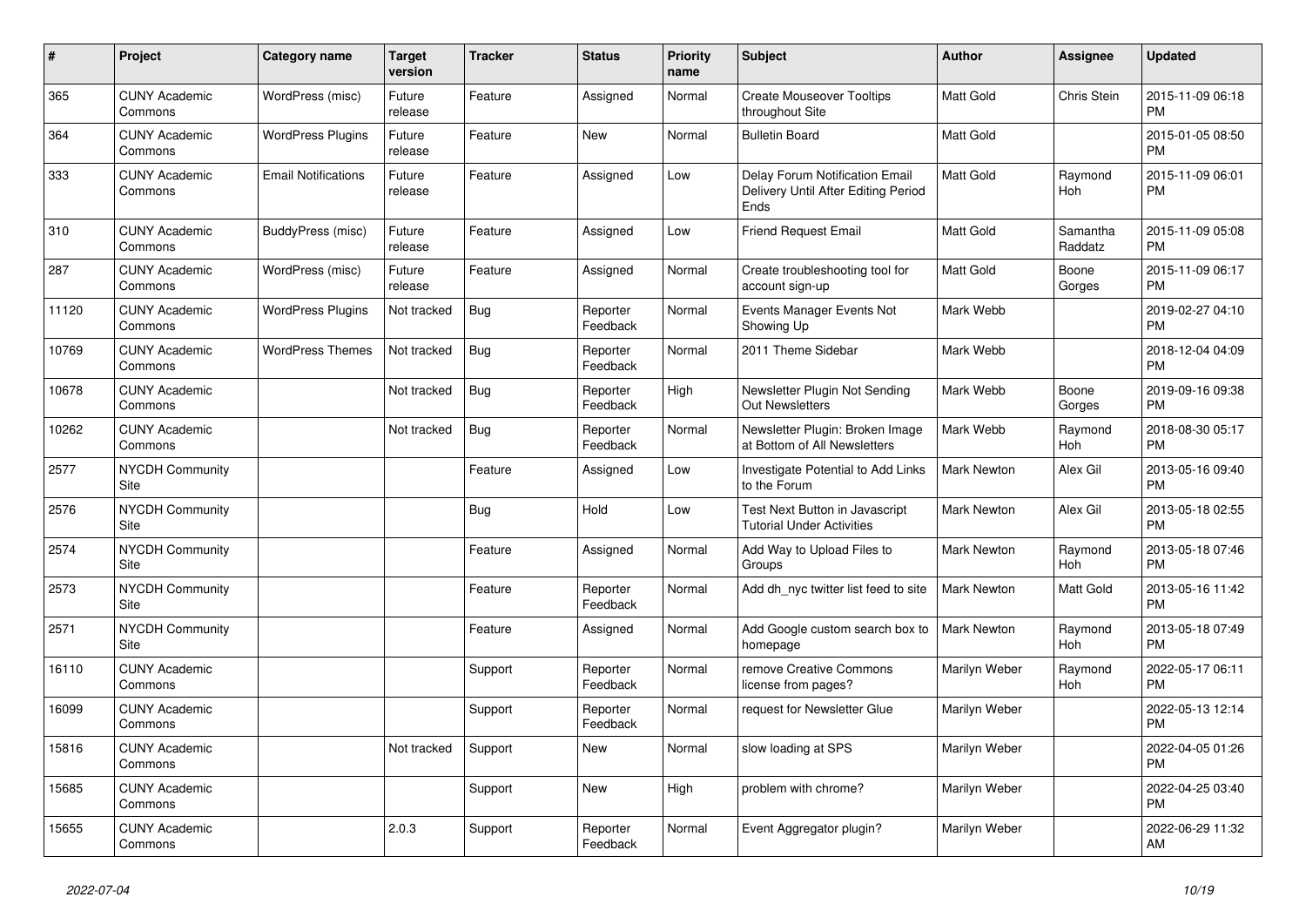| # | Project | Category name | Target version | Tracker | Status | Priority name | Subject | Author | Assignee | Updated |
|---|---|---|---|---|---|---|---|---|---|---|
| 365 | CUNY Academic Commons | WordPress (misc) | Future release | Feature | Assigned | Normal | Create Mouseover Tooltips throughout Site | Matt Gold | Chris Stein | 2015-11-09 06:18 PM |
| 364 | CUNY Academic Commons | WordPress Plugins | Future release | Feature | New | Normal | Bulletin Board | Matt Gold | | 2015-01-05 08:50 PM |
| 333 | CUNY Academic Commons | Email Notifications | Future release | Feature | Assigned | Low | Delay Forum Notification Email Delivery Until After Editing Period Ends | Matt Gold | Raymond Hoh | 2015-11-09 06:01 PM |
| 310 | CUNY Academic Commons | BuddyPress (misc) | Future release | Feature | Assigned | Low | Friend Request Email | Matt Gold | Samantha Raddatz | 2015-11-09 05:08 PM |
| 287 | CUNY Academic Commons | WordPress (misc) | Future release | Feature | Assigned | Normal | Create troubleshooting tool for account sign-up | Matt Gold | Boone Gorges | 2015-11-09 06:17 PM |
| 11120 | CUNY Academic Commons | WordPress Plugins | Not tracked | Bug | Reporter Feedback | Normal | Events Manager Events Not Showing Up | Mark Webb | | 2019-02-27 04:10 PM |
| 10769 | CUNY Academic Commons | WordPress Themes | Not tracked | Bug | Reporter Feedback | Normal | 2011 Theme Sidebar | Mark Webb | | 2018-12-04 04:09 PM |
| 10678 | CUNY Academic Commons | | Not tracked | Bug | Reporter Feedback | High | Newsletter Plugin Not Sending Out Newsletters | Mark Webb | Boone Gorges | 2019-09-16 09:38 PM |
| 10262 | CUNY Academic Commons | | Not tracked | Bug | Reporter Feedback | Normal | Newsletter Plugin: Broken Image at Bottom of All Newsletters | Mark Webb | Raymond Hoh | 2018-08-30 05:17 PM |
| 2577 | NYCDH Community Site | | | Feature | Assigned | Low | Investigate Potential to Add Links to the Forum | Mark Newton | Alex Gil | 2013-05-16 09:40 PM |
| 2576 | NYCDH Community Site | | | Bug | Hold | Low | Test Next Button in Javascript Tutorial Under Activities | Mark Newton | Alex Gil | 2013-05-18 02:55 PM |
| 2574 | NYCDH Community Site | | | Feature | Assigned | Normal | Add Way to Upload Files to Groups | Mark Newton | Raymond Hoh | 2013-05-18 07:46 PM |
| 2573 | NYCDH Community Site | | | Feature | Reporter Feedback | Normal | Add dh_nyc twitter list feed to site | Mark Newton | Matt Gold | 2013-05-16 11:42 PM |
| 2571 | NYCDH Community Site | | | Feature | Assigned | Normal | Add Google custom search box to homepage | Mark Newton | Raymond Hoh | 2013-05-18 07:49 PM |
| 16110 | CUNY Academic Commons | | | Support | Reporter Feedback | Normal | remove Creative Commons license from pages? | Marilyn Weber | Raymond Hoh | 2022-05-17 06:11 PM |
| 16099 | CUNY Academic Commons | | | Support | Reporter Feedback | Normal | request for Newsletter Glue | Marilyn Weber | | 2022-05-13 12:14 PM |
| 15816 | CUNY Academic Commons | | Not tracked | Support | New | Normal | slow loading at SPS | Marilyn Weber | | 2022-04-05 01:26 PM |
| 15685 | CUNY Academic Commons | | | Support | New | High | problem with chrome? | Marilyn Weber | | 2022-04-25 03:40 PM |
| 15655 | CUNY Academic Commons | | 2.0.3 | Support | Reporter Feedback | Normal | Event Aggregator plugin? | Marilyn Weber | | 2022-06-29 11:32 AM |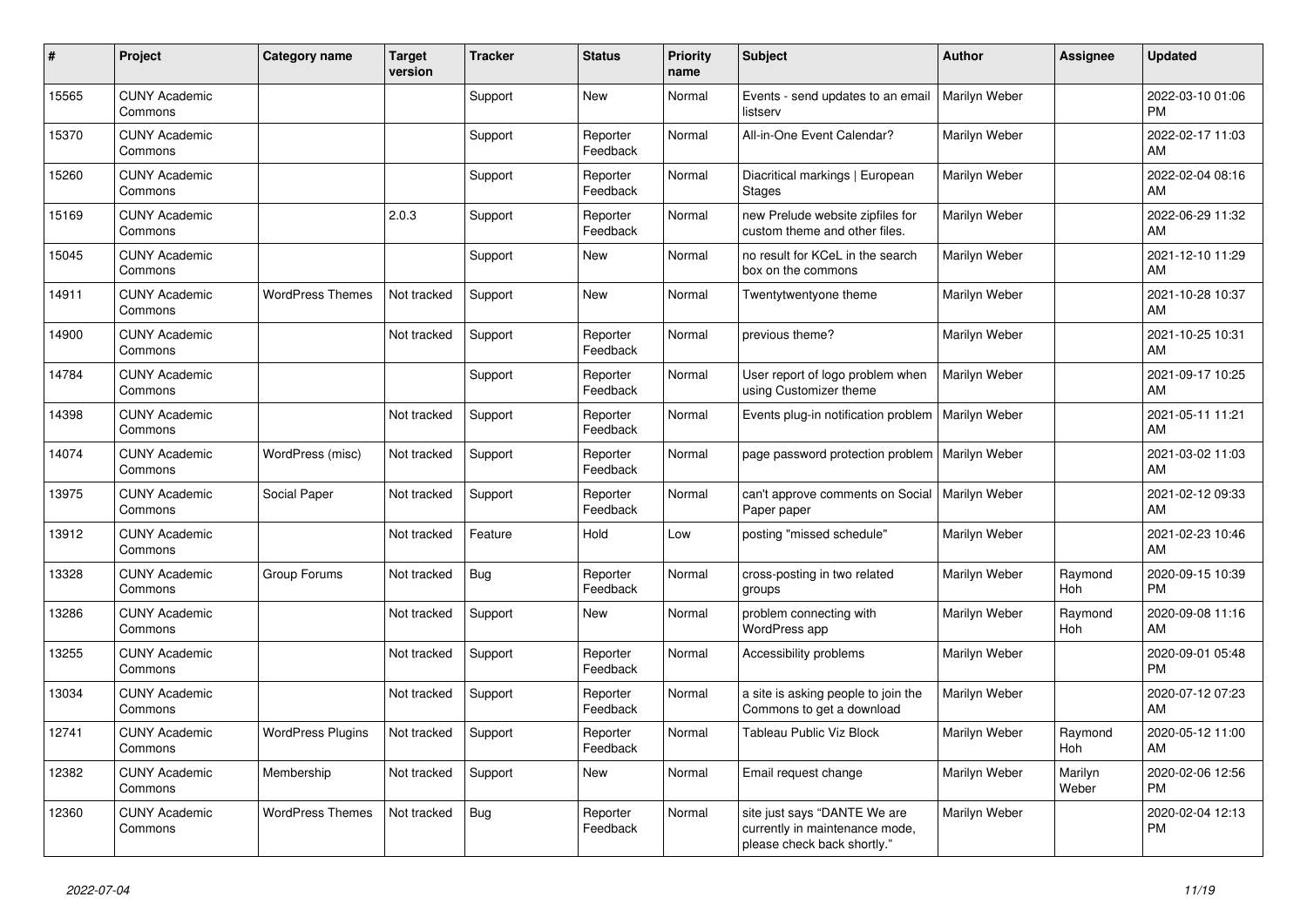| # | Project | Category name | Target version | Tracker | Status | Priority name | Subject | Author | Assignee | Updated |
|---|---|---|---|---|---|---|---|---|---|---|
| 15565 | CUNY Academic Commons | | | Support | New | Normal | Events - send updates to an email listserv | Marilyn Weber | | 2022-03-10 01:06 PM |
| 15370 | CUNY Academic Commons | | | Support | Reporter Feedback | Normal | All-in-One Event Calendar? | Marilyn Weber | | 2022-02-17 11:03 AM |
| 15260 | CUNY Academic Commons | | | Support | Reporter Feedback | Normal | Diacritical markings \| European Stages | Marilyn Weber | | 2022-02-04 08:16 AM |
| 15169 | CUNY Academic Commons | | 2.0.3 | Support | Reporter Feedback | Normal | new Prelude website zipfiles for custom theme and other files. | Marilyn Weber | | 2022-06-29 11:32 AM |
| 15045 | CUNY Academic Commons | | | Support | New | Normal | no result for KCeL in the search box on the commons | Marilyn Weber | | 2021-12-10 11:29 AM |
| 14911 | CUNY Academic Commons | WordPress Themes | Not tracked | Support | New | Normal | Twentytwentyone theme | Marilyn Weber | | 2021-10-28 10:37 AM |
| 14900 | CUNY Academic Commons | | Not tracked | Support | Reporter Feedback | Normal | previous theme? | Marilyn Weber | | 2021-10-25 10:31 AM |
| 14784 | CUNY Academic Commons | | | Support | Reporter Feedback | Normal | User report of logo problem when using Customizer theme | Marilyn Weber | | 2021-09-17 10:25 AM |
| 14398 | CUNY Academic Commons | | Not tracked | Support | Reporter Feedback | Normal | Events plug-in notification problem | Marilyn Weber | | 2021-05-11 11:21 AM |
| 14074 | CUNY Academic Commons | WordPress (misc) | Not tracked | Support | Reporter Feedback | Normal | page password protection problem | Marilyn Weber | | 2021-03-02 11:03 AM |
| 13975 | CUNY Academic Commons | Social Paper | Not tracked | Support | Reporter Feedback | Normal | can't approve comments on Social Paper paper | Marilyn Weber | | 2021-02-12 09:33 AM |
| 13912 | CUNY Academic Commons | | Not tracked | Feature | Hold | Low | posting "missed schedule" | Marilyn Weber | | 2021-02-23 10:46 AM |
| 13328 | CUNY Academic Commons | Group Forums | Not tracked | Bug | Reporter Feedback | Normal | cross-posting in two related groups | Marilyn Weber | Raymond Hoh | 2020-09-15 10:39 PM |
| 13286 | CUNY Academic Commons | | Not tracked | Support | New | Normal | problem connecting with WordPress app | Marilyn Weber | Raymond Hoh | 2020-09-08 11:16 AM |
| 13255 | CUNY Academic Commons | | Not tracked | Support | Reporter Feedback | Normal | Accessibility problems | Marilyn Weber | | 2020-09-01 05:48 PM |
| 13034 | CUNY Academic Commons | | Not tracked | Support | Reporter Feedback | Normal | a site is asking people to join the Commons to get a download | Marilyn Weber | | 2020-07-12 07:23 AM |
| 12741 | CUNY Academic Commons | WordPress Plugins | Not tracked | Support | Reporter Feedback | Normal | Tableau Public Viz Block | Marilyn Weber | Raymond Hoh | 2020-05-12 11:00 AM |
| 12382 | CUNY Academic Commons | Membership | Not tracked | Support | New | Normal | Email request change | Marilyn Weber | Marilyn Weber | 2020-02-06 12:56 PM |
| 12360 | CUNY Academic Commons | WordPress Themes | Not tracked | Bug | Reporter Feedback | Normal | site just says "DANTE We are currently in maintenance mode, please check back shortly." | Marilyn Weber | | 2020-02-04 12:13 PM |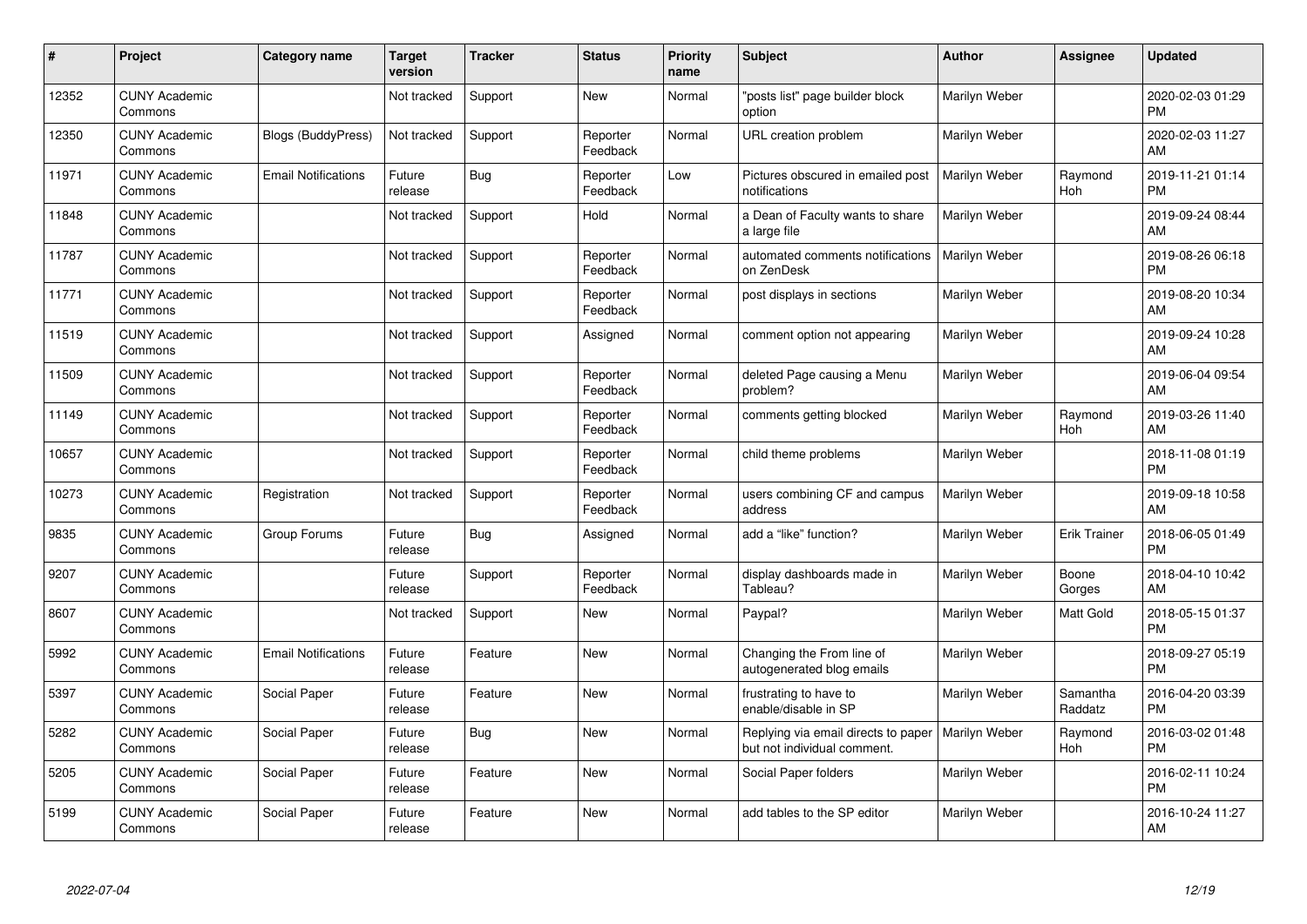| # | Project | Category name | Target version | Tracker | Status | Priority name | Subject | Author | Assignee | Updated |
|---|---|---|---|---|---|---|---|---|---|---|
| 12352 | CUNY Academic Commons | | Not tracked | Support | New | Normal | "posts list" page builder block option | Marilyn Weber | | 2020-02-03 01:29 PM |
| 12350 | CUNY Academic Commons | Blogs (BuddyPress) | Not tracked | Support | Reporter Feedback | Normal | URL creation problem | Marilyn Weber | | 2020-02-03 11:27 AM |
| 11971 | CUNY Academic Commons | Email Notifications | Future release | Bug | Reporter Feedback | Low | Pictures obscured in emailed post notifications | Marilyn Weber | Raymond Hoh | 2019-11-21 01:14 PM |
| 11848 | CUNY Academic Commons | | Not tracked | Support | Hold | Normal | a Dean of Faculty wants to share a large file | Marilyn Weber | | 2019-09-24 08:44 AM |
| 11787 | CUNY Academic Commons | | Not tracked | Support | Reporter Feedback | Normal | automated comments notifications on ZenDesk | Marilyn Weber | | 2019-08-26 06:18 PM |
| 11771 | CUNY Academic Commons | | Not tracked | Support | Reporter Feedback | Normal | post displays in sections | Marilyn Weber | | 2019-08-20 10:34 AM |
| 11519 | CUNY Academic Commons | | Not tracked | Support | Assigned | Normal | comment option not appearing | Marilyn Weber | | 2019-09-24 10:28 AM |
| 11509 | CUNY Academic Commons | | Not tracked | Support | Reporter Feedback | Normal | deleted Page causing a Menu problem? | Marilyn Weber | | 2019-06-04 09:54 AM |
| 11149 | CUNY Academic Commons | | Not tracked | Support | Reporter Feedback | Normal | comments getting blocked | Marilyn Weber | Raymond Hoh | 2019-03-26 11:40 AM |
| 10657 | CUNY Academic Commons | | Not tracked | Support | Reporter Feedback | Normal | child theme problems | Marilyn Weber | | 2018-11-08 01:19 PM |
| 10273 | CUNY Academic Commons | Registration | Not tracked | Support | Reporter Feedback | Normal | users combining CF and campus address | Marilyn Weber | | 2019-09-18 10:58 AM |
| 9835 | CUNY Academic Commons | Group Forums | Future release | Bug | Assigned | Normal | add a “like” function? | Marilyn Weber | Erik Trainer | 2018-06-05 01:49 PM |
| 9207 | CUNY Academic Commons | | Future release | Support | Reporter Feedback | Normal | display dashboards made in Tableau? | Marilyn Weber | Boone Gorges | 2018-04-10 10:42 AM |
| 8607 | CUNY Academic Commons | | Not tracked | Support | New | Normal | Paypal? | Marilyn Weber | Matt Gold | 2018-05-15 01:37 PM |
| 5992 | CUNY Academic Commons | Email Notifications | Future release | Feature | New | Normal | Changing the From line of autogenerated blog emails | Marilyn Weber | | 2018-09-27 05:19 PM |
| 5397 | CUNY Academic Commons | Social Paper | Future release | Feature | New | Normal | frustrating to have to enable/disable in SP | Marilyn Weber | Samantha Raddatz | 2016-04-20 03:39 PM |
| 5282 | CUNY Academic Commons | Social Paper | Future release | Bug | New | Normal | Replying via email directs to paper but not individual comment. | Marilyn Weber | Raymond Hoh | 2016-03-02 01:48 PM |
| 5205 | CUNY Academic Commons | Social Paper | Future release | Feature | New | Normal | Social Paper folders | Marilyn Weber | | 2016-02-11 10:24 PM |
| 5199 | CUNY Academic Commons | Social Paper | Future release | Feature | New | Normal | add tables to the SP editor | Marilyn Weber | | 2016-10-24 11:27 AM |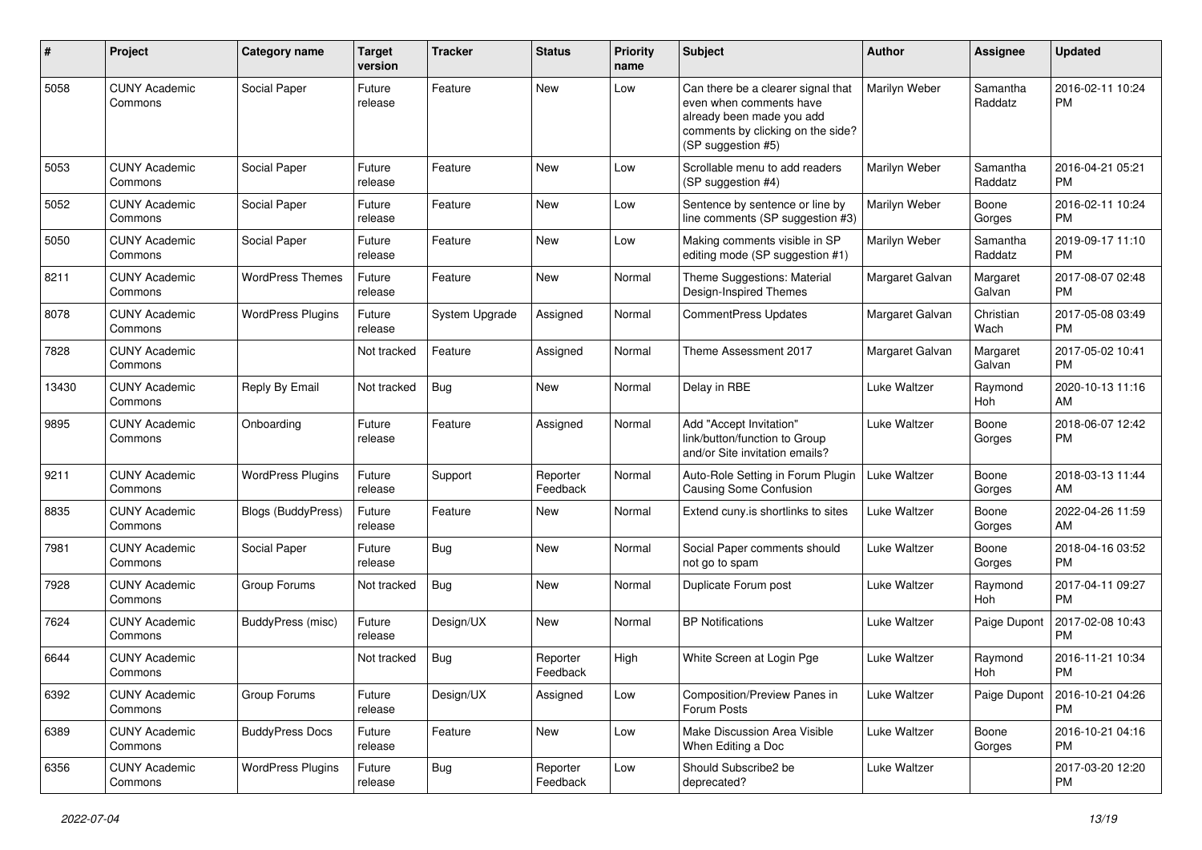| # | Project | Category name | Target version | Tracker | Status | Priority name | Subject | Author | Assignee | Updated |
|---|---|---|---|---|---|---|---|---|---|---|
| 5058 | CUNY Academic Commons | Social Paper | Future release | Feature | New | Low | Can there be a clearer signal that even when comments have already been made you add comments by clicking on the side? (SP suggestion #5) | Marilyn Weber | Samantha Raddatz | 2016-02-11 10:24 PM |
| 5053 | CUNY Academic Commons | Social Paper | Future release | Feature | New | Low | Scrollable menu to add readers (SP suggestion #4) | Marilyn Weber | Samantha Raddatz | 2016-04-21 05:21 PM |
| 5052 | CUNY Academic Commons | Social Paper | Future release | Feature | New | Low | Sentence by sentence or line by line comments (SP suggestion #3) | Marilyn Weber | Boone Gorges | 2016-02-11 10:24 PM |
| 5050 | CUNY Academic Commons | Social Paper | Future release | Feature | New | Low | Making comments visible in SP editing mode (SP suggestion #1) | Marilyn Weber | Samantha Raddatz | 2019-09-17 11:10 PM |
| 8211 | CUNY Academic Commons | WordPress Themes | Future release | Feature | New | Normal | Theme Suggestions: Material Design-Inspired Themes | Margaret Galvan | Margaret Galvan | 2017-08-07 02:48 PM |
| 8078 | CUNY Academic Commons | WordPress Plugins | Future release | System Upgrade | Assigned | Normal | CommentPress Updates | Margaret Galvan | Christian Wach | 2017-05-08 03:49 PM |
| 7828 | CUNY Academic Commons | | Not tracked | Feature | Assigned | Normal | Theme Assessment 2017 | Margaret Galvan | Margaret Galvan | 2017-05-02 10:41 PM |
| 13430 | CUNY Academic Commons | Reply By Email | Not tracked | Bug | New | Normal | Delay in RBE | Luke Waltzer | Raymond Hoh | 2020-10-13 11:16 AM |
| 9895 | CUNY Academic Commons | Onboarding | Future release | Feature | Assigned | Normal | Add "Accept Invitation" link/button/function to Group and/or Site invitation emails? | Luke Waltzer | Boone Gorges | 2018-06-07 12:42 PM |
| 9211 | CUNY Academic Commons | WordPress Plugins | Future release | Support | Reporter Feedback | Normal | Auto-Role Setting in Forum Plugin Causing Some Confusion | Luke Waltzer | Boone Gorges | 2018-03-13 11:44 AM |
| 8835 | CUNY Academic Commons | Blogs (BuddyPress) | Future release | Feature | New | Normal | Extend cuny.is shortlinks to sites | Luke Waltzer | Boone Gorges | 2022-04-26 11:59 AM |
| 7981 | CUNY Academic Commons | Social Paper | Future release | Bug | New | Normal | Social Paper comments should not go to spam | Luke Waltzer | Boone Gorges | 2018-04-16 03:52 PM |
| 7928 | CUNY Academic Commons | Group Forums | Not tracked | Bug | New | Normal | Duplicate Forum post | Luke Waltzer | Raymond Hoh | 2017-04-11 09:27 PM |
| 7624 | CUNY Academic Commons | BuddyPress (misc) | Future release | Design/UX | New | Normal | BP Notifications | Luke Waltzer | Paige Dupont | 2017-02-08 10:43 PM |
| 6644 | CUNY Academic Commons | | Not tracked | Bug | Reporter Feedback | High | White Screen at Login Pge | Luke Waltzer | Raymond Hoh | 2016-11-21 10:34 PM |
| 6392 | CUNY Academic Commons | Group Forums | Future release | Design/UX | Assigned | Low | Composition/Preview Panes in Forum Posts | Luke Waltzer | Paige Dupont | 2016-10-21 04:26 PM |
| 6389 | CUNY Academic Commons | BuddyPress Docs | Future release | Feature | New | Low | Make Discussion Area Visible When Editing a Doc | Luke Waltzer | Boone Gorges | 2016-10-21 04:16 PM |
| 6356 | CUNY Academic Commons | WordPress Plugins | Future release | Bug | Reporter Feedback | Low | Should Subscribe2 be deprecated? | Luke Waltzer | | 2017-03-20 12:20 PM |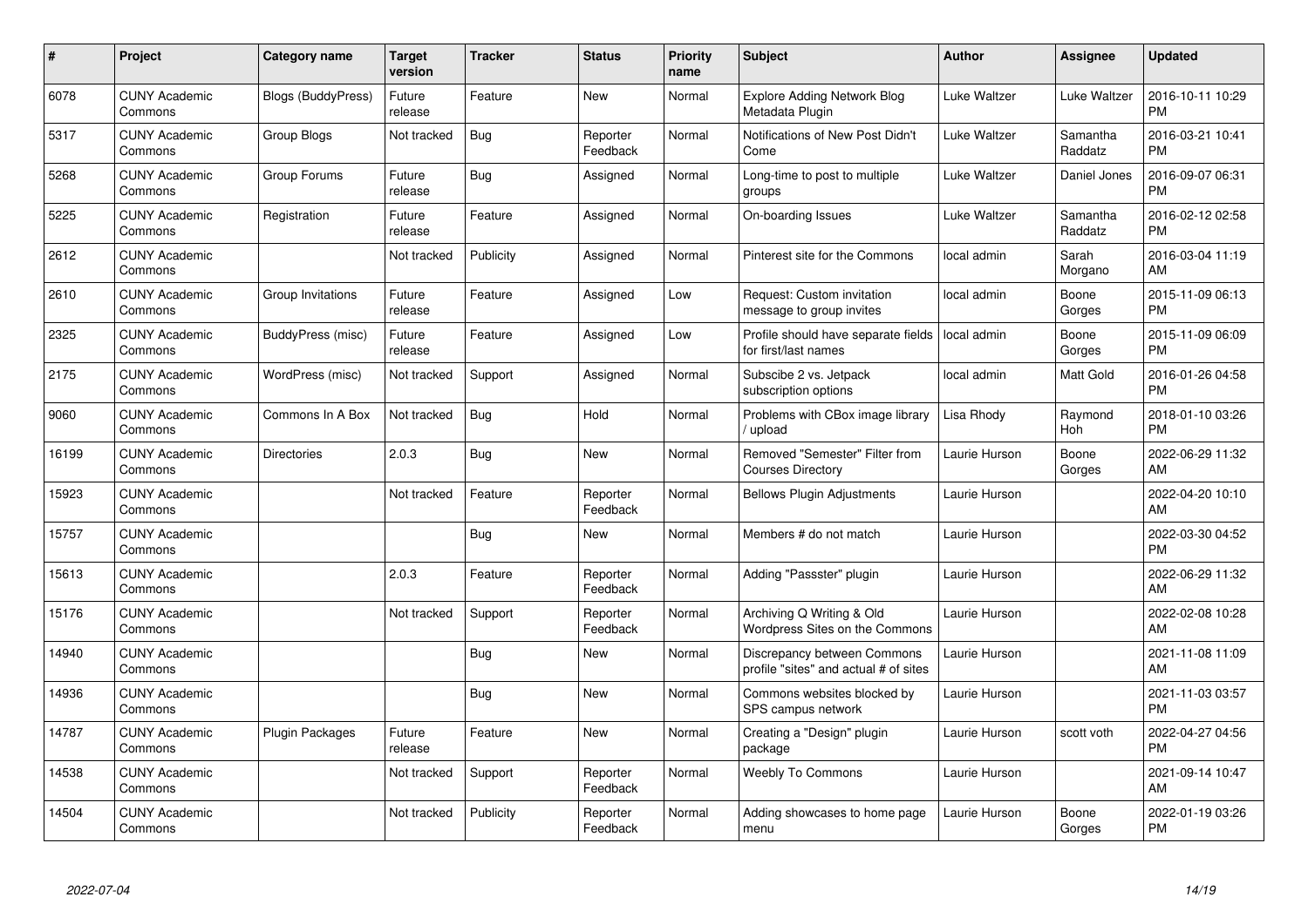| # | Project | Category name | Target version | Tracker | Status | Priority name | Subject | Author | Assignee | Updated |
|---|---|---|---|---|---|---|---|---|---|---|
| 6078 | CUNY Academic Commons | Blogs (BuddyPress) | Future release | Feature | New | Normal | Explore Adding Network Blog Metadata Plugin | Luke Waltzer | Luke Waltzer | 2016-10-11 10:29 PM |
| 5317 | CUNY Academic Commons | Group Blogs | Not tracked | Bug | Reporter Feedback | Normal | Notifications of New Post Didn't Come | Luke Waltzer | Samantha Raddatz | 2016-03-21 10:41 PM |
| 5268 | CUNY Academic Commons | Group Forums | Future release | Bug | Assigned | Normal | Long-time to post to multiple groups | Luke Waltzer | Daniel Jones | 2016-09-07 06:31 PM |
| 5225 | CUNY Academic Commons | Registration | Future release | Feature | Assigned | Normal | On-boarding Issues | Luke Waltzer | Samantha Raddatz | 2016-02-12 02:58 PM |
| 2612 | CUNY Academic Commons | | Not tracked | Publicity | Assigned | Normal | Pinterest site for the Commons | local admin | Sarah Morgano | 2016-03-04 11:19 AM |
| 2610 | CUNY Academic Commons | Group Invitations | Future release | Feature | Assigned | Low | Request: Custom invitation message to group invites | local admin | Boone Gorges | 2015-11-09 06:13 PM |
| 2325 | CUNY Academic Commons | BuddyPress (misc) | Future release | Feature | Assigned | Low | Profile should have separate fields for first/last names | local admin | Boone Gorges | 2015-11-09 06:09 PM |
| 2175 | CUNY Academic Commons | WordPress (misc) | Not tracked | Support | Assigned | Normal | Subscibe 2 vs. Jetpack subscription options | local admin | Matt Gold | 2016-01-26 04:58 PM |
| 9060 | CUNY Academic Commons | Commons In A Box | Not tracked | Bug | Hold | Normal | Problems with CBox image library / upload | Lisa Rhody | Raymond Hoh | 2018-01-10 03:26 PM |
| 16199 | CUNY Academic Commons | Directories | 2.0.3 | Bug | New | Normal | Removed "Semester" Filter from Courses Directory | Laurie Hurson | Boone Gorges | 2022-06-29 11:32 AM |
| 15923 | CUNY Academic Commons | | Not tracked | Feature | Reporter Feedback | Normal | Bellows Plugin Adjustments | Laurie Hurson | | 2022-04-20 10:10 AM |
| 15757 | CUNY Academic Commons | | | Bug | New | Normal | Members # do not match | Laurie Hurson | | 2022-03-30 04:52 PM |
| 15613 | CUNY Academic Commons | | 2.0.3 | Feature | Reporter Feedback | Normal | Adding "Passster" plugin | Laurie Hurson | | 2022-06-29 11:32 AM |
| 15176 | CUNY Academic Commons | | Not tracked | Support | Reporter Feedback | Normal | Archiving Q Writing & Old Wordpress Sites on the Commons | Laurie Hurson | | 2022-02-08 10:28 AM |
| 14940 | CUNY Academic Commons | | | Bug | New | Normal | Discrepancy between Commons profile "sites" and actual # of sites | Laurie Hurson | | 2021-11-08 11:09 AM |
| 14936 | CUNY Academic Commons | | | Bug | New | Normal | Commons websites blocked by SPS campus network | Laurie Hurson | | 2021-11-03 03:57 PM |
| 14787 | CUNY Academic Commons | Plugin Packages | Future release | Feature | New | Normal | Creating a "Design" plugin package | Laurie Hurson | scott voth | 2022-04-27 04:56 PM |
| 14538 | CUNY Academic Commons | | Not tracked | Support | Reporter Feedback | Normal | Weebly To Commons | Laurie Hurson | | 2021-09-14 10:47 AM |
| 14504 | CUNY Academic Commons | | Not tracked | Publicity | Reporter Feedback | Normal | Adding showcases to home page menu | Laurie Hurson | Boone Gorges | 2022-01-19 03:26 PM |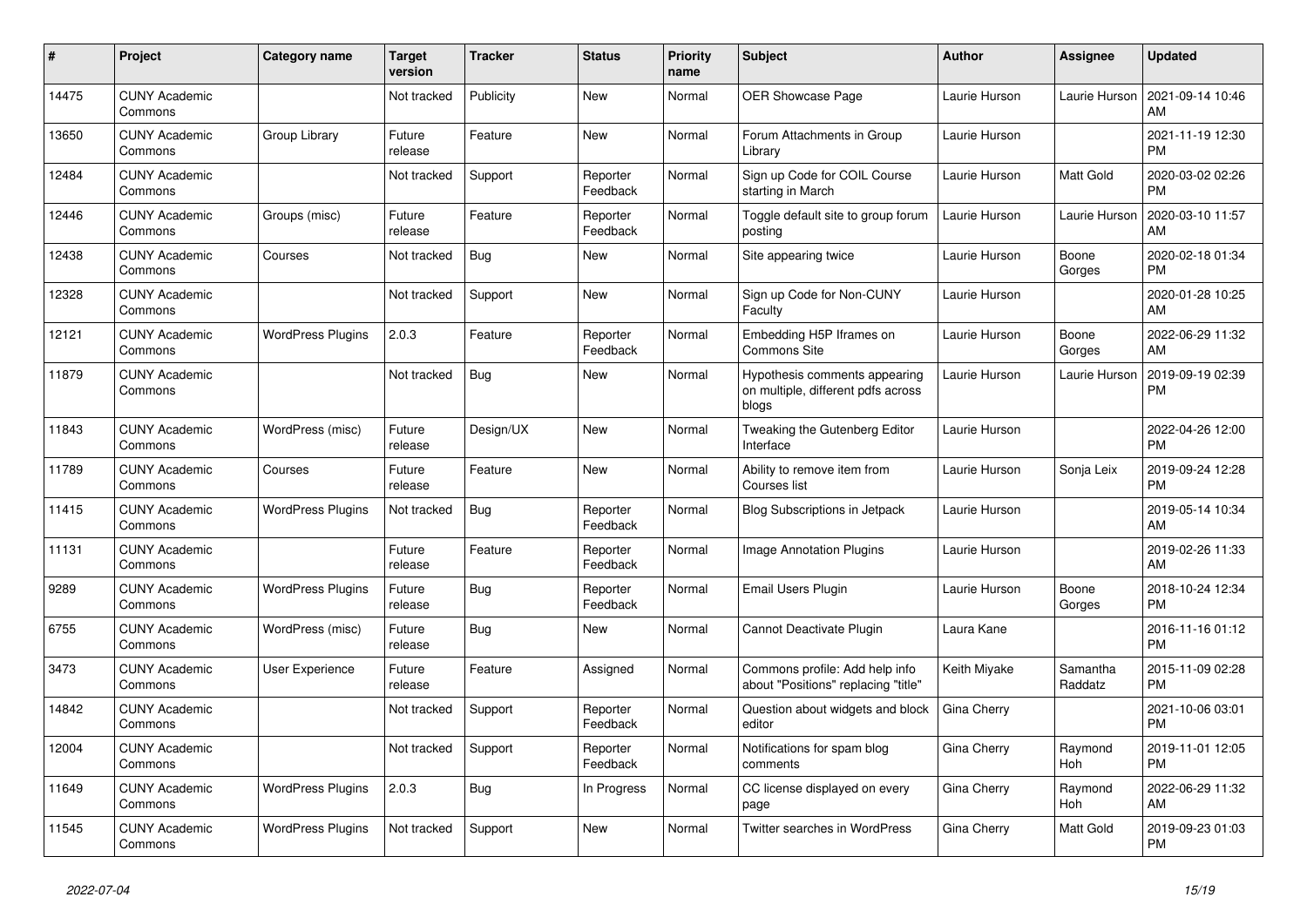| # | Project | Category name | Target version | Tracker | Status | Priority name | Subject | Author | Assignee | Updated |
|---|---|---|---|---|---|---|---|---|---|---|
| 14475 | CUNY Academic Commons | | Not tracked | Publicity | New | Normal | OER Showcase Page | Laurie Hurson | Laurie Hurson | 2021-09-14 10:46 AM |
| 13650 | CUNY Academic Commons | Group Library | Future release | Feature | New | Normal | Forum Attachments in Group Library | Laurie Hurson | | 2021-11-19 12:30 PM |
| 12484 | CUNY Academic Commons | | Not tracked | Support | Reporter Feedback | Normal | Sign up Code for COIL Course starting in March | Laurie Hurson | Matt Gold | 2020-03-02 02:26 PM |
| 12446 | CUNY Academic Commons | Groups (misc) | Future release | Feature | Reporter Feedback | Normal | Toggle default site to group forum posting | Laurie Hurson | Laurie Hurson | 2020-03-10 11:57 AM |
| 12438 | CUNY Academic Commons | Courses | Not tracked | Bug | New | Normal | Site appearing twice | Laurie Hurson | Boone Gorges | 2020-02-18 01:34 PM |
| 12328 | CUNY Academic Commons | | Not tracked | Support | New | Normal | Sign up Code for Non-CUNY Faculty | Laurie Hurson | | 2020-01-28 10:25 AM |
| 12121 | CUNY Academic Commons | WordPress Plugins | 2.0.3 | Feature | Reporter Feedback | Normal | Embedding H5P Iframes on Commons Site | Laurie Hurson | Boone Gorges | 2022-06-29 11:32 AM |
| 11879 | CUNY Academic Commons | | Not tracked | Bug | New | Normal | Hypothesis comments appearing on multiple, different pdfs across blogs | Laurie Hurson | Laurie Hurson | 2019-09-19 02:39 PM |
| 11843 | CUNY Academic Commons | WordPress (misc) | Future release | Design/UX | New | Normal | Tweaking the Gutenberg Editor Interface | Laurie Hurson | | 2022-04-26 12:00 PM |
| 11789 | CUNY Academic Commons | Courses | Future release | Feature | New | Normal | Ability to remove item from Courses list | Laurie Hurson | Sonja Leix | 2019-09-24 12:28 PM |
| 11415 | CUNY Academic Commons | WordPress Plugins | Not tracked | Bug | Reporter Feedback | Normal | Blog Subscriptions in Jetpack | Laurie Hurson | | 2019-05-14 10:34 AM |
| 11131 | CUNY Academic Commons | | Future release | Feature | Reporter Feedback | Normal | Image Annotation Plugins | Laurie Hurson | | 2019-02-26 11:33 AM |
| 9289 | CUNY Academic Commons | WordPress Plugins | Future release | Bug | Reporter Feedback | Normal | Email Users Plugin | Laurie Hurson | Boone Gorges | 2018-10-24 12:34 PM |
| 6755 | CUNY Academic Commons | WordPress (misc) | Future release | Bug | New | Normal | Cannot Deactivate Plugin | Laura Kane | | 2016-11-16 01:12 PM |
| 3473 | CUNY Academic Commons | User Experience | Future release | Feature | Assigned | Normal | Commons profile: Add help info about "Positions" replacing "title" | Keith Miyake | Samantha Raddatz | 2015-11-09 02:28 PM |
| 14842 | CUNY Academic Commons | | Not tracked | Support | Reporter Feedback | Normal | Question about widgets and block editor | Gina Cherry | | 2021-10-06 03:01 PM |
| 12004 | CUNY Academic Commons | | Not tracked | Support | Reporter Feedback | Normal | Notifications for spam blog comments | Gina Cherry | Raymond Hoh | 2019-11-01 12:05 PM |
| 11649 | CUNY Academic Commons | WordPress Plugins | 2.0.3 | Bug | In Progress | Normal | CC license displayed on every page | Gina Cherry | Raymond Hoh | 2022-06-29 11:32 AM |
| 11545 | CUNY Academic Commons | WordPress Plugins | Not tracked | Support | New | Normal | Twitter searches in WordPress | Gina Cherry | Matt Gold | 2019-09-23 01:03 PM |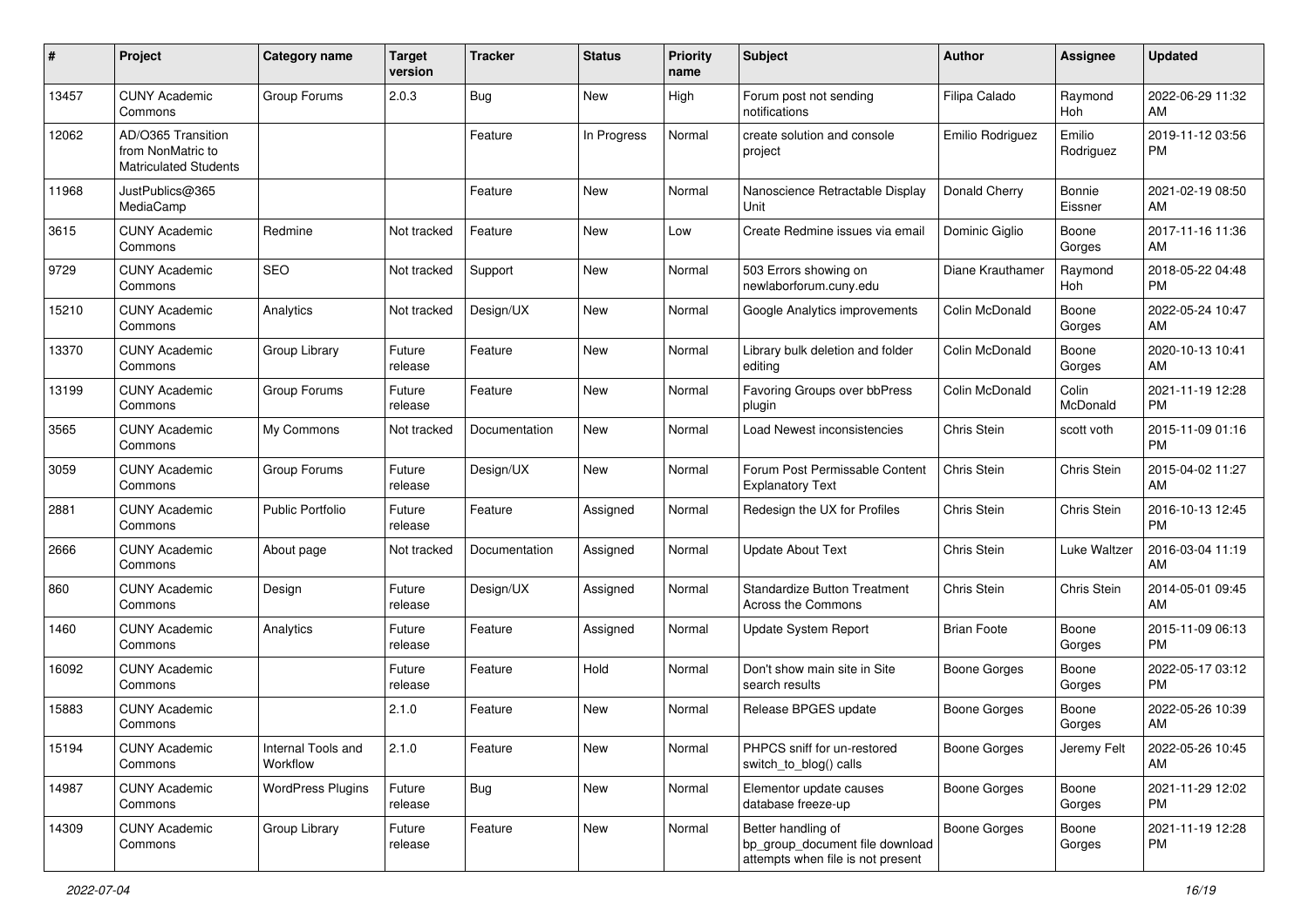| # | Project | Category name | Target version | Tracker | Status | Priority name | Subject | Author | Assignee | Updated |
|---|---|---|---|---|---|---|---|---|---|---|
| 13457 | CUNY Academic Commons | Group Forums | 2.0.3 | Bug | New | High | Forum post not sending notifications | Filipa Calado | Raymond Hoh | 2022-06-29 11:32 AM |
| 12062 | AD/O365 Transition from NonMatric to Matriculated Students | | | Feature | In Progress | Normal | create solution and console project | Emilio Rodriguez | Emilio Rodriguez | 2019-11-12 03:56 PM |
| 11968 | JustPublics@365 MediaCamp | | | Feature | New | Normal | Nanoscience Retractable Display Unit | Donald Cherry | Bonnie Eissner | 2021-02-19 08:50 AM |
| 3615 | CUNY Academic Commons | Redmine | Not tracked | Feature | New | Low | Create Redmine issues via email | Dominic Giglio | Boone Gorges | 2017-11-16 11:36 AM |
| 9729 | CUNY Academic Commons | SEO | Not tracked | Support | New | Normal | 503 Errors showing on newlaborforum.cuny.edu | Diane Krauthamer | Raymond Hoh | 2018-05-22 04:48 PM |
| 15210 | CUNY Academic Commons | Analytics | Not tracked | Design/UX | New | Normal | Google Analytics improvements | Colin McDonald | Boone Gorges | 2022-05-24 10:47 AM |
| 13370 | CUNY Academic Commons | Group Library | Future release | Feature | New | Normal | Library bulk deletion and folder editing | Colin McDonald | Boone Gorges | 2020-10-13 10:41 AM |
| 13199 | CUNY Academic Commons | Group Forums | Future release | Feature | New | Normal | Favoring Groups over bbPress plugin | Colin McDonald | Colin McDonald | 2021-11-19 12:28 PM |
| 3565 | CUNY Academic Commons | My Commons | Not tracked | Documentation | New | Normal | Load Newest inconsistencies | Chris Stein | scott voth | 2015-11-09 01:16 PM |
| 3059 | CUNY Academic Commons | Group Forums | Future release | Design/UX | New | Normal | Forum Post Permissable Content Explanatory Text | Chris Stein | Chris Stein | 2015-04-02 11:27 AM |
| 2881 | CUNY Academic Commons | Public Portfolio | Future release | Feature | Assigned | Normal | Redesign the UX for Profiles | Chris Stein | Chris Stein | 2016-10-13 12:45 PM |
| 2666 | CUNY Academic Commons | About page | Not tracked | Documentation | Assigned | Normal | Update About Text | Chris Stein | Luke Waltzer | 2016-03-04 11:19 AM |
| 860 | CUNY Academic Commons | Design | Future release | Design/UX | Assigned | Normal | Standardize Button Treatment Across the Commons | Chris Stein | Chris Stein | 2014-05-01 09:45 AM |
| 1460 | CUNY Academic Commons | Analytics | Future release | Feature | Assigned | Normal | Update System Report | Brian Foote | Boone Gorges | 2015-11-09 06:13 PM |
| 16092 | CUNY Academic Commons | | Future release | Feature | Hold | Normal | Don't show main site in Site search results | Boone Gorges | Boone Gorges | 2022-05-17 03:12 PM |
| 15883 | CUNY Academic Commons | | 2.1.0 | Feature | New | Normal | Release BPGES update | Boone Gorges | Boone Gorges | 2022-05-26 10:39 AM |
| 15194 | CUNY Academic Commons | Internal Tools and Workflow | 2.1.0 | Feature | New | Normal | PHPCS sniff for un-restored switch_to_blog() calls | Boone Gorges | Jeremy Felt | 2022-05-26 10:45 AM |
| 14987 | CUNY Academic Commons | WordPress Plugins | Future release | Bug | New | Normal | Elementor update causes database freeze-up | Boone Gorges | Boone Gorges | 2021-11-29 12:02 PM |
| 14309 | CUNY Academic Commons | Group Library | Future release | Feature | New | Normal | Better handling of bp_group_document file download attempts when file is not present | Boone Gorges | Boone Gorges | 2021-11-19 12:28 PM |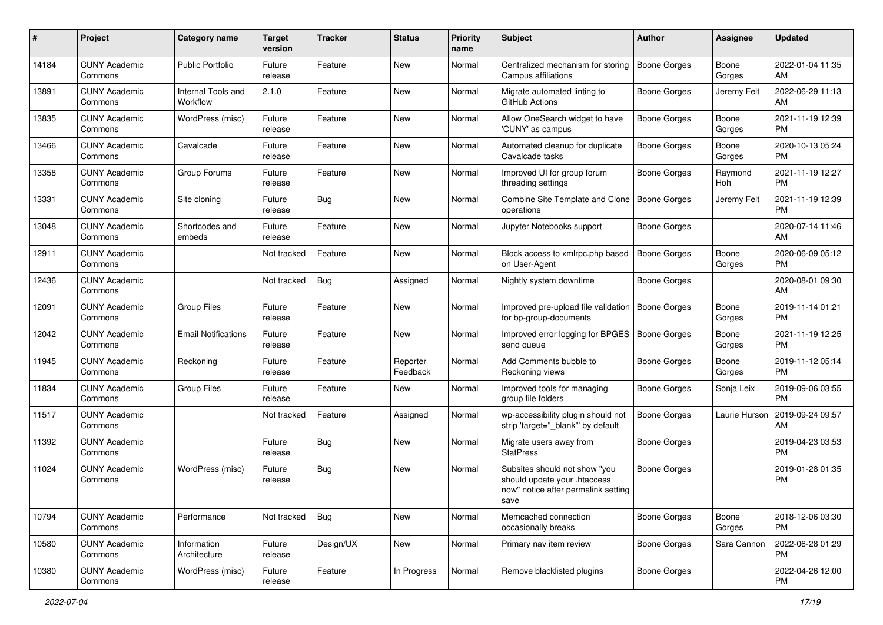| # | Project | Category name | Target version | Tracker | Status | Priority name | Subject | Author | Assignee | Updated |
|---|---|---|---|---|---|---|---|---|---|---|
| 14184 | CUNY Academic Commons | Public Portfolio | Future release | Feature | New | Normal | Centralized mechanism for storing Campus affiliations | Boone Gorges | Boone Gorges | 2022-01-04 11:35 AM |
| 13891 | CUNY Academic Commons | Internal Tools and Workflow | 2.1.0 | Feature | New | Normal | Migrate automated linting to GitHub Actions | Boone Gorges | Jeremy Felt | 2022-06-29 11:13 AM |
| 13835 | CUNY Academic Commons | WordPress (misc) | Future release | Feature | New | Normal | Allow OneSearch widget to have 'CUNY' as campus | Boone Gorges | Boone Gorges | 2021-11-19 12:39 PM |
| 13466 | CUNY Academic Commons | Cavalcade | Future release | Feature | New | Normal | Automated cleanup for duplicate Cavalcade tasks | Boone Gorges | Boone Gorges | 2020-10-13 05:24 PM |
| 13358 | CUNY Academic Commons | Group Forums | Future release | Feature | New | Normal | Improved UI for group forum threading settings | Boone Gorges | Raymond Hoh | 2021-11-19 12:27 PM |
| 13331 | CUNY Academic Commons | Site cloning | Future release | Bug | New | Normal | Combine Site Template and Clone operations | Boone Gorges | Jeremy Felt | 2021-11-19 12:39 PM |
| 13048 | CUNY Academic Commons | Shortcodes and embeds | Future release | Feature | New | Normal | Jupyter Notebooks support | Boone Gorges | | 2020-07-14 11:46 AM |
| 12911 | CUNY Academic Commons | | Not tracked | Feature | New | Normal | Block access to xmlrpc.php based on User-Agent | Boone Gorges | Boone Gorges | 2020-06-09 05:12 PM |
| 12436 | CUNY Academic Commons | | Not tracked | Bug | Assigned | Normal | Nightly system downtime | Boone Gorges | | 2020-08-01 09:30 AM |
| 12091 | CUNY Academic Commons | Group Files | Future release | Feature | New | Normal | Improved pre-upload file validation for bp-group-documents | Boone Gorges | Boone Gorges | 2019-11-14 01:21 PM |
| 12042 | CUNY Academic Commons | Email Notifications | Future release | Feature | New | Normal | Improved error logging for BPGES send queue | Boone Gorges | Boone Gorges | 2021-11-19 12:25 PM |
| 11945 | CUNY Academic Commons | Reckoning | Future release | Feature | Reporter Feedback | Normal | Add Comments bubble to Reckoning views | Boone Gorges | Boone Gorges | 2019-11-12 05:14 PM |
| 11834 | CUNY Academic Commons | Group Files | Future release | Feature | New | Normal | Improved tools for managing group file folders | Boone Gorges | Sonja Leix | 2019-09-06 03:55 PM |
| 11517 | CUNY Academic Commons | | Not tracked | Feature | Assigned | Normal | wp-accessibility plugin should not strip 'target="_blank"' by default | Boone Gorges | Laurie Hurson | 2019-09-24 09:57 AM |
| 11392 | CUNY Academic Commons | | Future release | Bug | New | Normal | Migrate users away from StatPress | Boone Gorges | | 2019-04-23 03:53 PM |
| 11024 | CUNY Academic Commons | WordPress (misc) | Future release | Bug | New | Normal | Subsites should not show "you should update your .htaccess now" notice after permalink setting save | Boone Gorges | | 2019-01-28 01:35 PM |
| 10794 | CUNY Academic Commons | Performance | Not tracked | Bug | New | Normal | Memcached connection occasionally breaks | Boone Gorges | Boone Gorges | 2018-12-06 03:30 PM |
| 10580 | CUNY Academic Commons | Information Architecture | Future release | Design/UX | New | Normal | Primary nav item review | Boone Gorges | Sara Cannon | 2022-06-28 01:29 PM |
| 10380 | CUNY Academic Commons | WordPress (misc) | Future release | Feature | In Progress | Normal | Remove blacklisted plugins | Boone Gorges | | 2022-04-26 12:00 PM |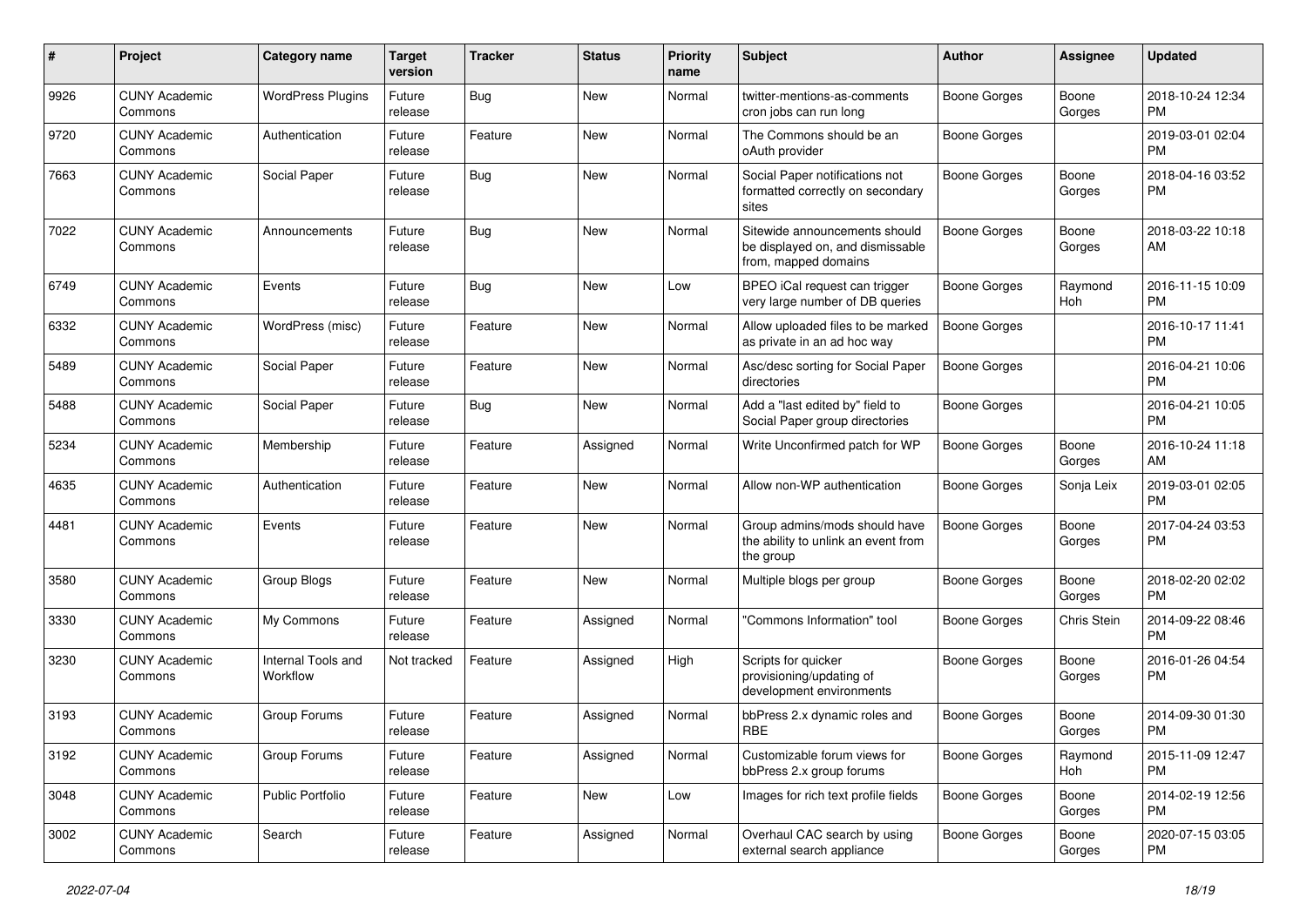| # | Project | Category name | Target version | Tracker | Status | Priority name | Subject | Author | Assignee | Updated |
|---|---|---|---|---|---|---|---|---|---|---|
| 9926 | CUNY Academic Commons | WordPress Plugins | Future release | Bug | New | Normal | twitter-mentions-as-comments cron jobs can run long | Boone Gorges | Boone Gorges | 2018-10-24 12:34 PM |
| 9720 | CUNY Academic Commons | Authentication | Future release | Feature | New | Normal | The Commons should be an oAuth provider | Boone Gorges | | 2019-03-01 02:04 PM |
| 7663 | CUNY Academic Commons | Social Paper | Future release | Bug | New | Normal | Social Paper notifications not formatted correctly on secondary sites | Boone Gorges | Boone Gorges | 2018-04-16 03:52 PM |
| 7022 | CUNY Academic Commons | Announcements | Future release | Bug | New | Normal | Sitewide announcements should be displayed on, and dismissable from, mapped domains | Boone Gorges | Boone Gorges | 2018-03-22 10:18 AM |
| 6749 | CUNY Academic Commons | Events | Future release | Bug | New | Low | BPEO iCal request can trigger very large number of DB queries | Boone Gorges | Raymond Hoh | 2016-11-15 10:09 PM |
| 6332 | CUNY Academic Commons | WordPress (misc) | Future release | Feature | New | Normal | Allow uploaded files to be marked as private in an ad hoc way | Boone Gorges | | 2016-10-17 11:41 PM |
| 5489 | CUNY Academic Commons | Social Paper | Future release | Feature | New | Normal | Asc/desc sorting for Social Paper directories | Boone Gorges | | 2016-04-21 10:06 PM |
| 5488 | CUNY Academic Commons | Social Paper | Future release | Bug | New | Normal | Add a "last edited by" field to Social Paper group directories | Boone Gorges | | 2016-04-21 10:05 PM |
| 5234 | CUNY Academic Commons | Membership | Future release | Feature | Assigned | Normal | Write Unconfirmed patch for WP | Boone Gorges | Boone Gorges | 2016-10-24 11:18 AM |
| 4635 | CUNY Academic Commons | Authentication | Future release | Feature | New | Normal | Allow non-WP authentication | Boone Gorges | Sonja Leix | 2019-03-01 02:05 PM |
| 4481 | CUNY Academic Commons | Events | Future release | Feature | New | Normal | Group admins/mods should have the ability to unlink an event from the group | Boone Gorges | Boone Gorges | 2017-04-24 03:53 PM |
| 3580 | CUNY Academic Commons | Group Blogs | Future release | Feature | New | Normal | Multiple blogs per group | Boone Gorges | Boone Gorges | 2018-02-20 02:02 PM |
| 3330 | CUNY Academic Commons | My Commons | Future release | Feature | Assigned | Normal | "Commons Information" tool | Boone Gorges | Chris Stein | 2014-09-22 08:46 PM |
| 3230 | CUNY Academic Commons | Internal Tools and Workflow | Not tracked | Feature | Assigned | High | Scripts for quicker provisioning/updating of development environments | Boone Gorges | Boone Gorges | 2016-01-26 04:54 PM |
| 3193 | CUNY Academic Commons | Group Forums | Future release | Feature | Assigned | Normal | bbPress 2.x dynamic roles and RBE | Boone Gorges | Boone Gorges | 2014-09-30 01:30 PM |
| 3192 | CUNY Academic Commons | Group Forums | Future release | Feature | Assigned | Normal | Customizable forum views for bbPress 2.x group forums | Boone Gorges | Raymond Hoh | 2015-11-09 12:47 PM |
| 3048 | CUNY Academic Commons | Public Portfolio | Future release | Feature | New | Low | Images for rich text profile fields | Boone Gorges | Boone Gorges | 2014-02-19 12:56 PM |
| 3002 | CUNY Academic Commons | Search | Future release | Feature | Assigned | Normal | Overhaul CAC search by using external search appliance | Boone Gorges | Boone Gorges | 2020-07-15 03:05 PM |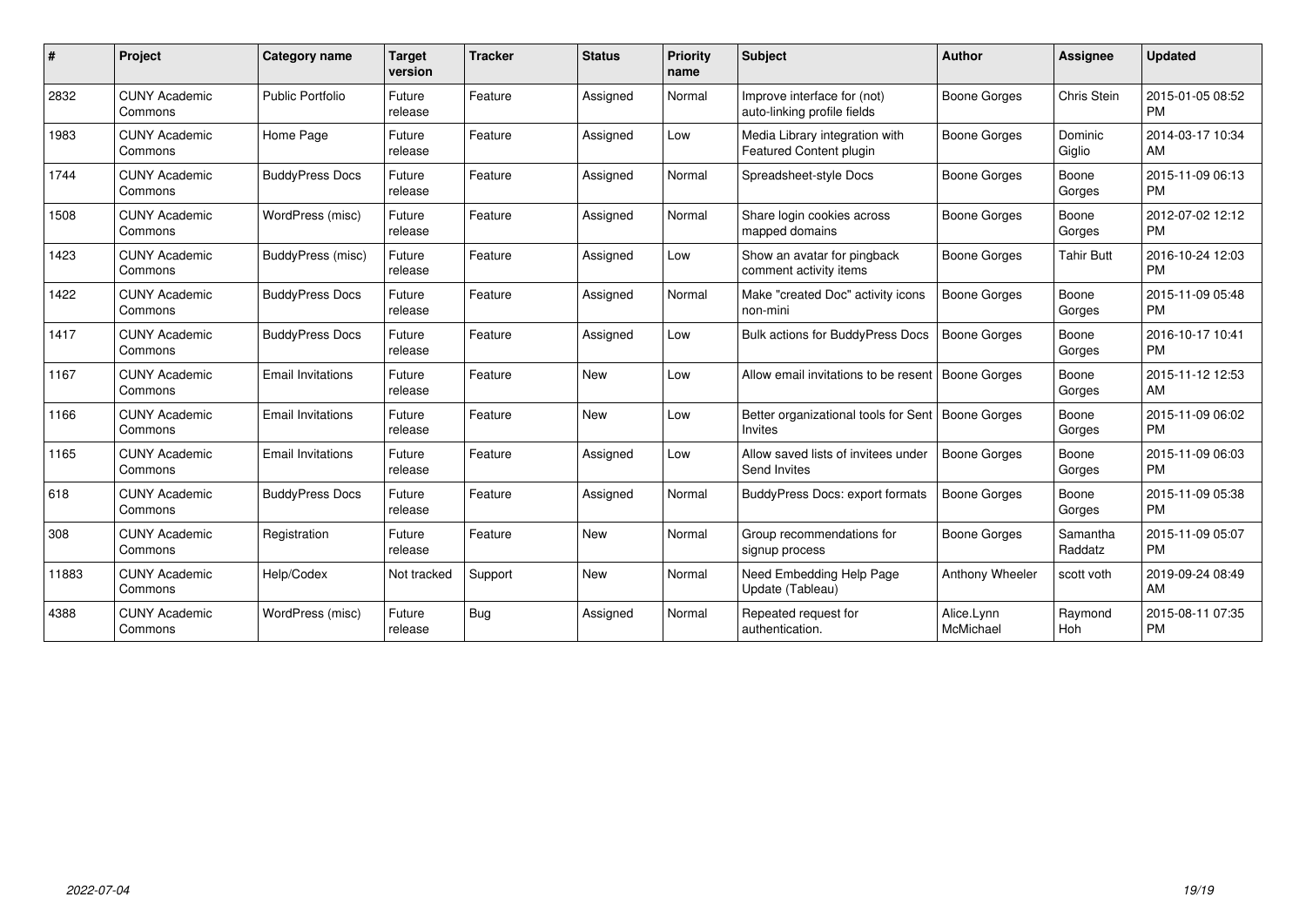| # | Project | Category name | Target version | Tracker | Status | Priority name | Subject | Author | Assignee | Updated |
|---|---|---|---|---|---|---|---|---|---|---|
| 2832 | CUNY Academic Commons | Public Portfolio | Future release | Feature | Assigned | Normal | Improve interface for (not) auto-linking profile fields | Boone Gorges | Chris Stein | 2015-01-05 08:52 PM |
| 1983 | CUNY Academic Commons | Home Page | Future release | Feature | Assigned | Low | Media Library integration with Featured Content plugin | Boone Gorges | Dominic Giglio | 2014-03-17 10:34 AM |
| 1744 | CUNY Academic Commons | BuddyPress Docs | Future release | Feature | Assigned | Normal | Spreadsheet-style Docs | Boone Gorges | Boone Gorges | 2015-11-09 06:13 PM |
| 1508 | CUNY Academic Commons | WordPress (misc) | Future release | Feature | Assigned | Normal | Share login cookies across mapped domains | Boone Gorges | Boone Gorges | 2012-07-02 12:12 PM |
| 1423 | CUNY Academic Commons | BuddyPress (misc) | Future release | Feature | Assigned | Low | Show an avatar for pingback comment activity items | Boone Gorges | Tahir Butt | 2016-10-24 12:03 PM |
| 1422 | CUNY Academic Commons | BuddyPress Docs | Future release | Feature | Assigned | Normal | Make "created Doc" activity icons non-mini | Boone Gorges | Boone Gorges | 2015-11-09 05:48 PM |
| 1417 | CUNY Academic Commons | BuddyPress Docs | Future release | Feature | Assigned | Low | Bulk actions for BuddyPress Docs | Boone Gorges | Boone Gorges | 2016-10-17 10:41 PM |
| 1167 | CUNY Academic Commons | Email Invitations | Future release | Feature | New | Low | Allow email invitations to be resent | Boone Gorges | Boone Gorges | 2015-11-12 12:53 AM |
| 1166 | CUNY Academic Commons | Email Invitations | Future release | Feature | New | Low | Better organizational tools for Sent Invites | Boone Gorges | Boone Gorges | 2015-11-09 06:02 PM |
| 1165 | CUNY Academic Commons | Email Invitations | Future release | Feature | Assigned | Low | Allow saved lists of invitees under Send Invites | Boone Gorges | Boone Gorges | 2015-11-09 06:03 PM |
| 618 | CUNY Academic Commons | BuddyPress Docs | Future release | Feature | Assigned | Normal | BuddyPress Docs: export formats | Boone Gorges | Boone Gorges | 2015-11-09 05:38 PM |
| 308 | CUNY Academic Commons | Registration | Future release | Feature | New | Normal | Group recommendations for signup process | Boone Gorges | Samantha Raddatz | 2015-11-09 05:07 PM |
| 11883 | CUNY Academic Commons | Help/Codex | Not tracked | Support | New | Normal | Need Embedding Help Page Update (Tableau) | Anthony Wheeler | scott voth | 2019-09-24 08:49 AM |
| 4388 | CUNY Academic Commons | WordPress (misc) | Future release | Bug | Assigned | Normal | Repeated request for authentication. | Alice.Lynn McMichael | Raymond Hoh | 2015-08-11 07:35 PM |